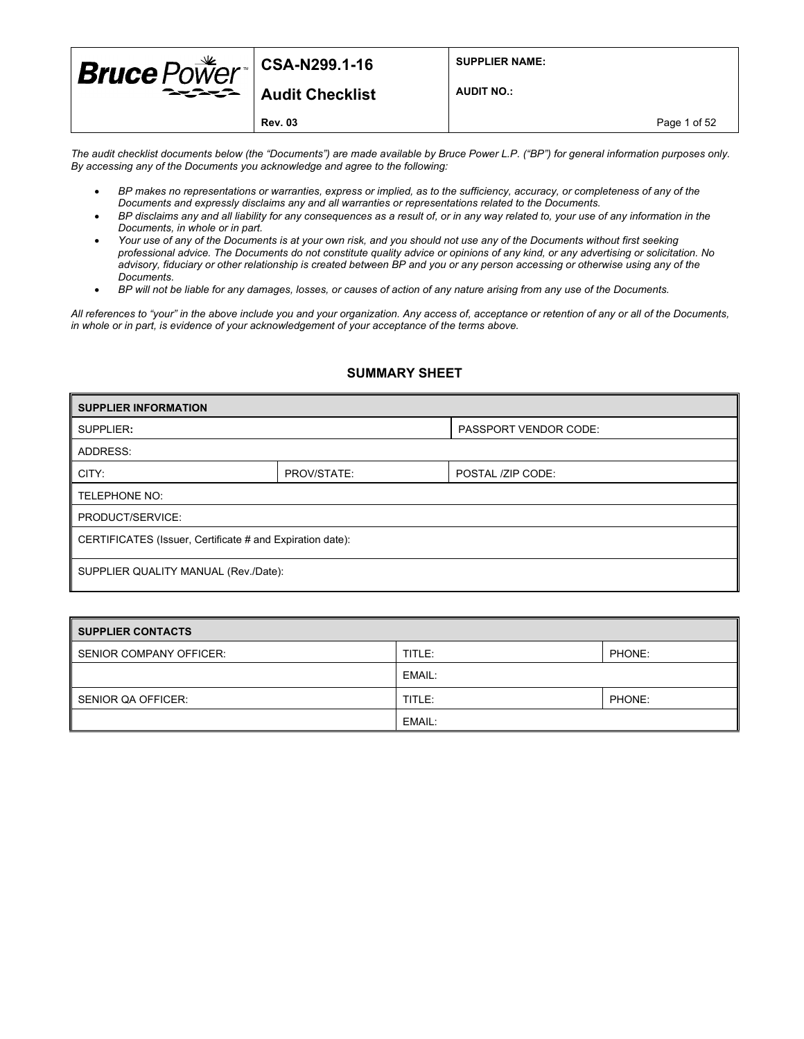The audit checklist documents below (the "Documents") are made available by Bruce Power L.P. ("BP") for general information purposes only. By accessing any of the Documents you acknowledge and agree to the following:

- *BP makes no representations or warranties, express or implied, as to the sufficiency, accuracy, or completeness of any of the Documents and expressly disclaims any and all warranties or representations related to the Documents.*
- *BP disclaims any and all liability for any consequences as a result of, or in any way related to, your use of any information in the Documents, in whole or in part.*
- *Your use of any of the Documents is at your own risk, and you should not use any of the Documents without first seeking professional advice. The Documents do not constitute quality advice or opinions of any kind, or any advertising or solicitation. No advisory, fiduciary or other relationship is created between BP and you or any person accessing or otherwise using any of the Documents.*
- *BP will not be liable for any damages, losses, or causes of action of any nature arising from any use of the Documents.*

*All references to "your" in the above include you and your organization. Any access of, acceptance or retention of any or all of the Documents, in whole or in part, is evidence of your acknowledgement of your acceptance of the terms above.*

## SUMMARY SHEET

| SUPPLIER INFORMATION | | |
|---|---|---|
| SUPPLIER: | | PASSPORT VENDOR CODE: |
| ADDRESS: | | |
| CITY: | PROV/STATE: | POSTAL /ZIP CODE: |
| TELEPHONE NO: | | |
| PRODUCT/SERVICE: | | |
| CERTIFICATES (Issuer, Certificate # and Expiration date): | | |
| SUPPLIER QUALITY MANUAL (Rev./Date): | | |

| SUPPLIER CONTACTS | | |
|---|---|---|
| SENIOR COMPANY OFFICER: | TITLE: | PHONE: |
| | EMAIL: | |
| SENIOR QA OFFICER: | TITLE: | PHONE: |
| | EMAIL: | |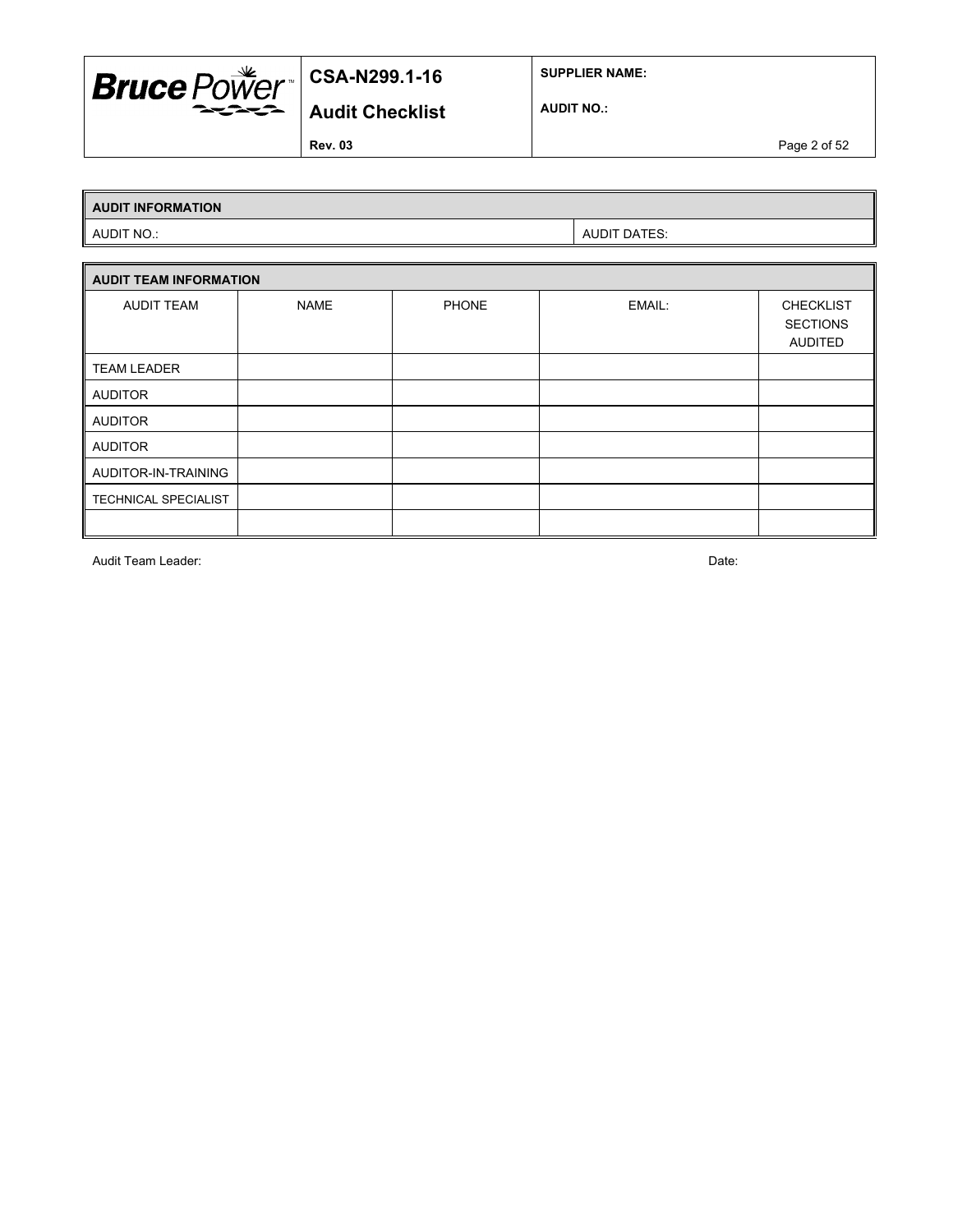| AUDIT INFORMATION | |
|---|---|
| AUDIT NO.: | AUDIT DATES: |

| AUDIT TEAM INFORMATION | | | | |
|---|---|---|---|---|
| AUDIT TEAM | NAME | PHONE | EMAIL: | CHECKLIST SECTIONS AUDITED |
| TEAM LEADER | | | | |
| AUDITOR | | | | |
| AUDITOR | | | | |
| AUDITOR | | | | |
| AUDITOR-IN-TRAINING | | | | |
| TECHNICAL SPECIALIST | | | | |
| | | | | |

Audit Team Leader: Date: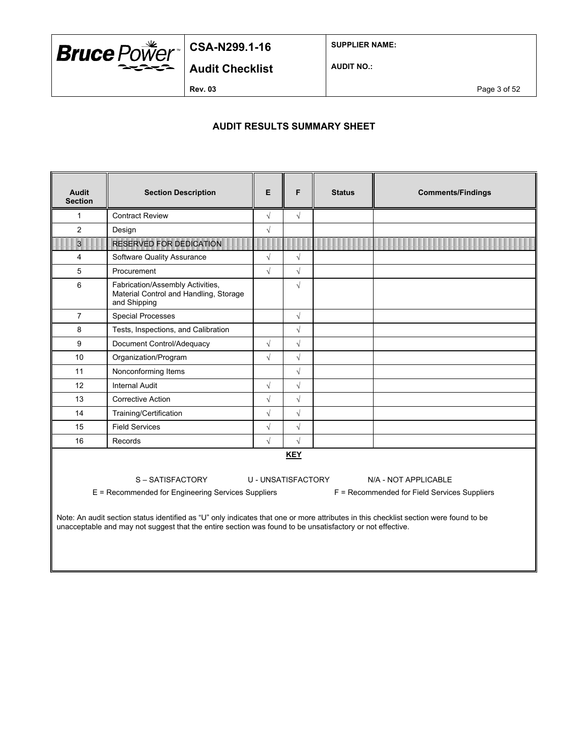## AUDIT RESULTS SUMMARY SHEET

| Audit Section | Section Description | E | F | Status | Comments/Findings |
|---|---|---|---|---|---|
| 1 | Contract Review | √ | √ | | |
| 2 | Design | √ | | | |
| 3 | RESERVED FOR DEDICATION | | | | |
| 4 | Software Quality Assurance | √ | √ | | |
| 5 | Procurement | √ | √ | | |
| 6 | Fabrication/Assembly Activities, Material Control and Handling, Storage and Shipping | | √ | | |
| 7 | Special Processes | | √ | | |
| 8 | Tests, Inspections, and Calibration | | √ | | |
| 9 | Document Control/Adequacy | √ | √ | | |
| 10 | Organization/Program | √ | √ | | |
| 11 | Nonconforming Items | | √ | | |
| 12 | Internal Audit | √ | √ | | |
| 13 | Corrective Action | √ | √ | | |
| 14 | Training/Certification | √ | √ | | |
| 15 | Field Services | √ | √ | | |
| 16 | Records | √ | √ | | |

**KEY**

S – SATISFACTORY U - UNSATISFACTORY N/A - NOT APPLICABLE

E = Recommended for Engineering Services Suppliers F = Recommended for Field Services Suppliers

Note: An audit section status identified as "U" only indicates that one or more attributes in this checklist section were found to be unacceptable and may not suggest that the entire section was found to be unsatisfactory or not effective.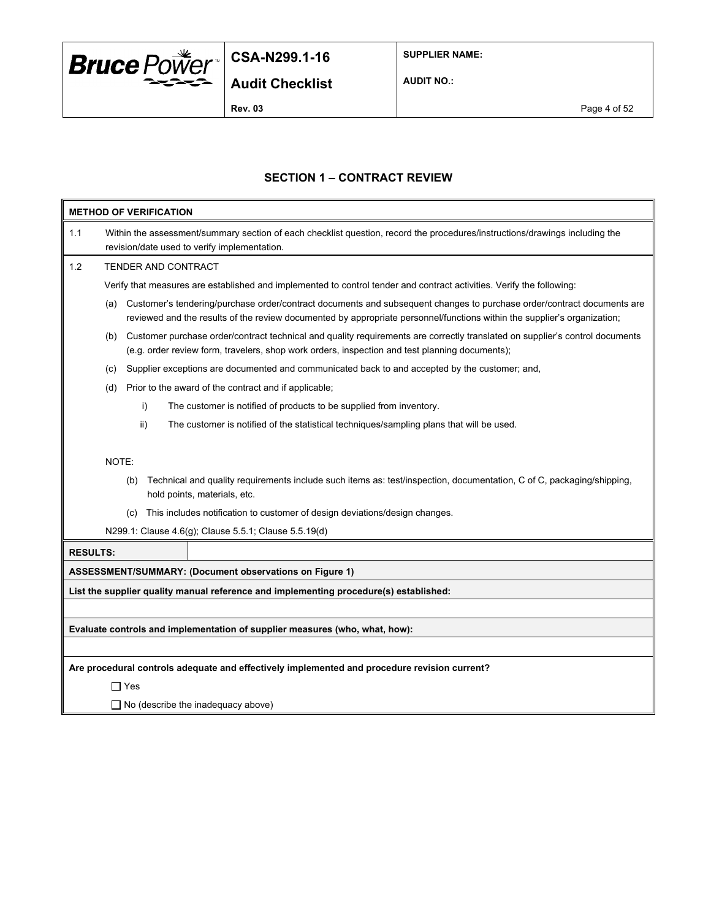## SECTION 1 – CONTRACT REVIEW

**METHOD OF VERIFICATION**

1.1 Within the assessment/summary section of each checklist question, record the procedures/instructions/drawings including the revision/date used to verify implementation.

1.2 TENDER AND CONTRACT

Verify that measures are established and implemented to control tender and contract activities. Verify the following:

(a) Customer's tendering/purchase order/contract documents and subsequent changes to purchase order/contract documents are reviewed and the results of the review documented by appropriate personnel/functions within the supplier's organization;

(b) Customer purchase order/contract technical and quality requirements are correctly translated on supplier's control documents (e.g. order review form, travelers, shop work orders, inspection and test planning documents);

(c) Supplier exceptions are documented and communicated back to and accepted by the customer; and,

(d) Prior to the award of the contract and if applicable;

i) The customer is notified of products to be supplied from inventory.

ii) The customer is notified of the statistical techniques/sampling plans that will be used.

NOTE:

(b) Technical and quality requirements include such items as: test/inspection, documentation, C of C, packaging/shipping, hold points, materials, etc.

(c) This includes notification to customer of design deviations/design changes.

N299.1: Clause 4.6(g); Clause 5.5.1; Clause 5.5.19(d)

| **RESULTS:** | |
|---|---|

**ASSESSMENT/SUMMARY: (Document observations on Figure 1)**

**List the supplier quality manual reference and implementing procedure(s) established:**

**Evaluate controls and implementation of supplier measures (who, what, how):**

**Are procedural controls adequate and effectively implemented and procedure revision current?**

☐ Yes

☐ No (describe the inadequacy above)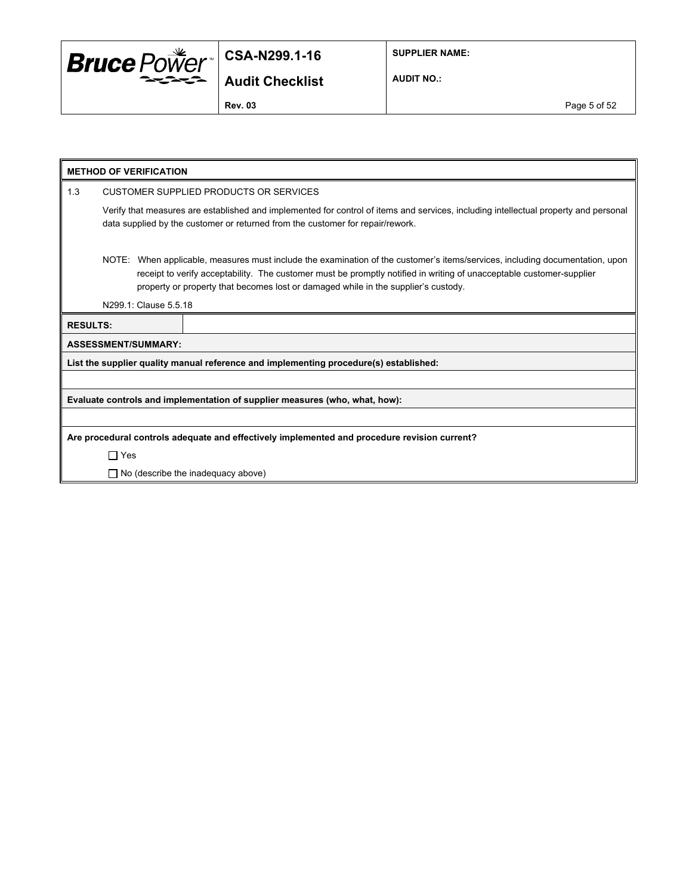**METHOD OF VERIFICATION**

1.3 CUSTOMER SUPPLIED PRODUCTS OR SERVICES

Verify that measures are established and implemented for control of items and services, including intellectual property and personal data supplied by the customer or returned from the customer for repair/rework.

NOTE: When applicable, measures must include the examination of the customer's items/services, including documentation, upon receipt to verify acceptability. The customer must be promptly notified in writing of unacceptable customer-supplier property or property that becomes lost or damaged while in the supplier's custody.

N299.1: Clause 5.5.18

| **RESULTS:** | |
|---|---|

**ASSESSMENT/SUMMARY:**

**List the supplier quality manual reference and implementing procedure(s) established:**

**Evaluate controls and implementation of supplier measures (who, what, how):**

**Are procedural controls adequate and effectively implemented and procedure revision current?**

☐ Yes

☐ No (describe the inadequacy above)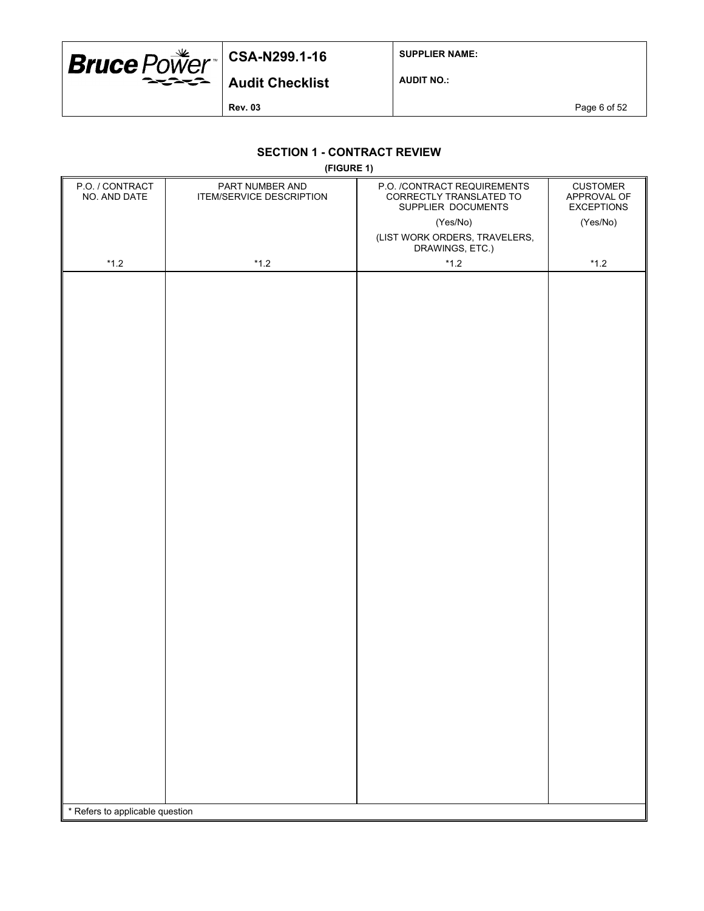## SECTION 1 - CONTRACT REVIEW

**(FIGURE 1)**

| P.O. / CONTRACT NO. AND DATE | PART NUMBER AND ITEM/SERVICE DESCRIPTION | P.O. /CONTRACT REQUIREMENTS CORRECTLY TRANSLATED TO SUPPLIER DOCUMENTS (Yes/No) (LIST WORK ORDERS, TRAVELERS, DRAWINGS, ETC.) | CUSTOMER APPROVAL OF EXCEPTIONS (Yes/No) |
|---|---|---|---|
| *1.2 | *1.2 | *1.2 | *1.2 |
| | | | |

* Refers to applicable question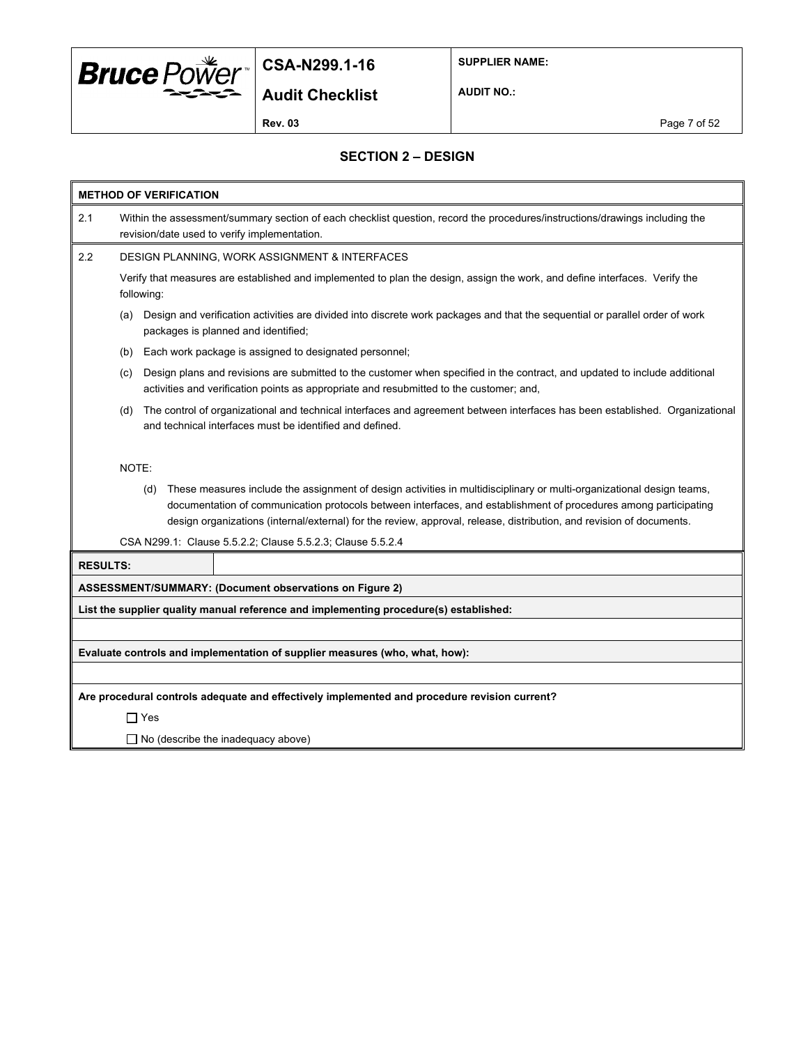## SECTION 2 – DESIGN

**METHOD OF VERIFICATION**

2.1 Within the assessment/summary section of each checklist question, record the procedures/instructions/drawings including the revision/date used to verify implementation.

2.2 DESIGN PLANNING, WORK ASSIGNMENT & INTERFACES

Verify that measures are established and implemented to plan the design, assign the work, and define interfaces. Verify the following:

(a) Design and verification activities are divided into discrete work packages and that the sequential or parallel order of work packages is planned and identified;

(b) Each work package is assigned to designated personnel;

(c) Design plans and revisions are submitted to the customer when specified in the contract, and updated to include additional activities and verification points as appropriate and resubmitted to the customer; and,

(d) The control of organizational and technical interfaces and agreement between interfaces has been established. Organizational and technical interfaces must be identified and defined.

NOTE:

(d) These measures include the assignment of design activities in multidisciplinary or multi-organizational design teams, documentation of communication protocols between interfaces, and establishment of procedures among participating design organizations (internal/external) for the review, approval, release, distribution, and revision of documents.

CSA N299.1: Clause 5.5.2.2; Clause 5.5.2.3; Clause 5.5.2.4

**RESULTS:**

**ASSESSMENT/SUMMARY: (Document observations on Figure 2)**

**List the supplier quality manual reference and implementing procedure(s) established:**

**Evaluate controls and implementation of supplier measures (who, what, how):**

**Are procedural controls adequate and effectively implemented and procedure revision current?**

☐ Yes

☐ No (describe the inadequacy above)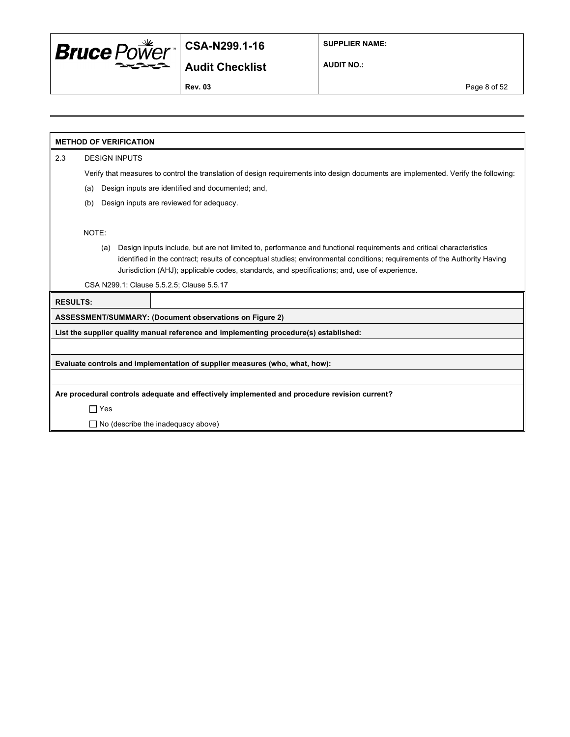**METHOD OF VERIFICATION**

2.3 DESIGN INPUTS

Verify that measures to control the translation of design requirements into design documents are implemented. Verify the following:

(a) Design inputs are identified and documented; and,

(b) Design inputs are reviewed for adequacy.

NOTE:

(a) Design inputs include, but are not limited to, performance and functional requirements and critical characteristics identified in the contract; results of conceptual studies; environmental conditions; requirements of the Authority Having Jurisdiction (AHJ); applicable codes, standards, and specifications; and, use of experience.

CSA N299.1: Clause 5.5.2.5; Clause 5.5.17

| **RESULTS:** | |
|---|---|

**ASSESSMENT/SUMMARY: (Document observations on Figure 2)**

**List the supplier quality manual reference and implementing procedure(s) established:**

**Evaluate controls and implementation of supplier measures (who, what, how):**

**Are procedural controls adequate and effectively implemented and procedure revision current?**

☐ Yes

☐ No (describe the inadequacy above)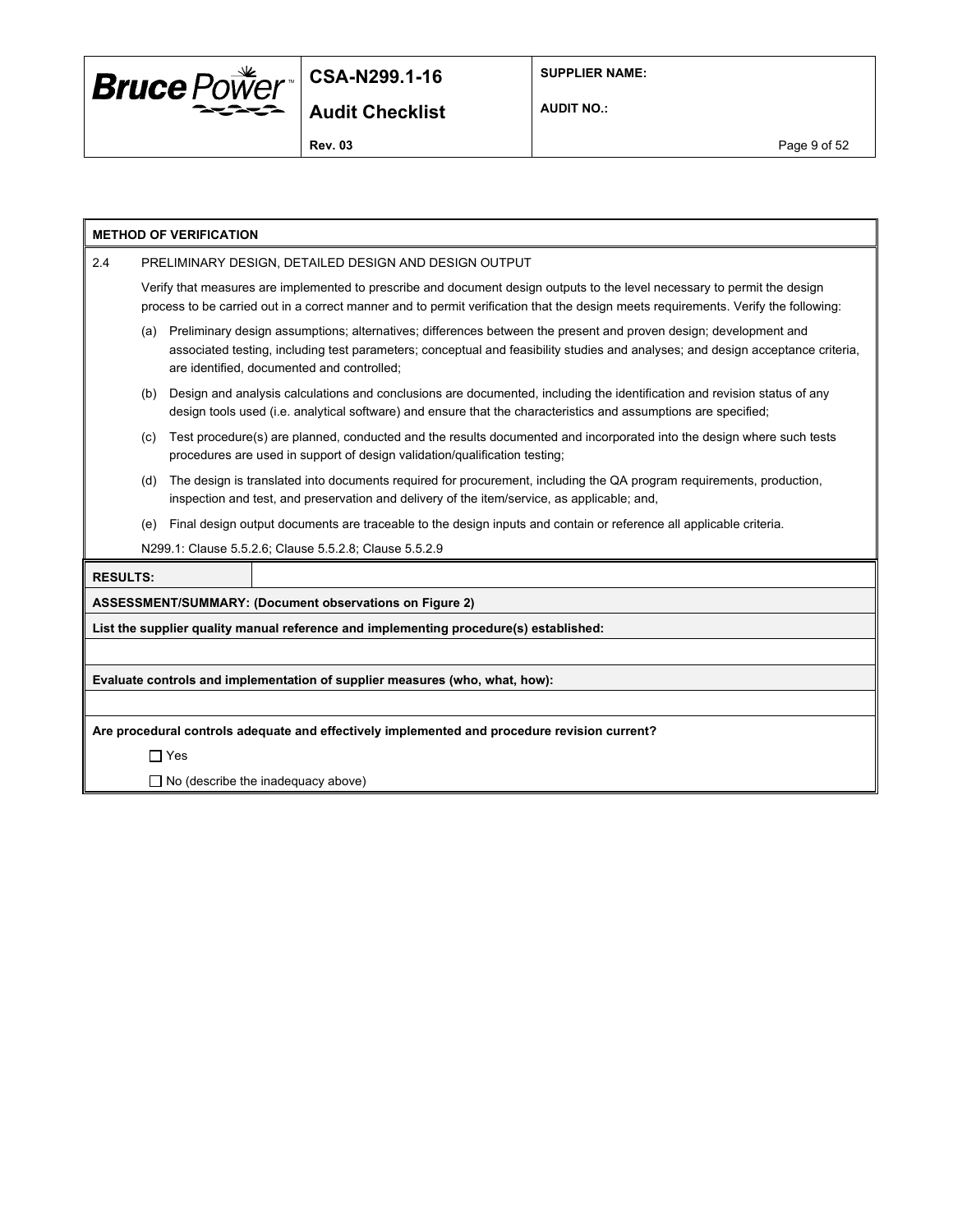**METHOD OF VERIFICATION**

2.4 PRELIMINARY DESIGN, DETAILED DESIGN AND DESIGN OUTPUT

Verify that measures are implemented to prescribe and document design outputs to the level necessary to permit the design process to be carried out in a correct manner and to permit verification that the design meets requirements. Verify the following:

(a) Preliminary design assumptions; alternatives; differences between the present and proven design; development and associated testing, including test parameters; conceptual and feasibility studies and analyses; and design acceptance criteria, are identified, documented and controlled;

(b) Design and analysis calculations and conclusions are documented, including the identification and revision status of any design tools used (i.e. analytical software) and ensure that the characteristics and assumptions are specified;

(c) Test procedure(s) are planned, conducted and the results documented and incorporated into the design where such tests procedures are used in support of design validation/qualification testing;

(d) The design is translated into documents required for procurement, including the QA program requirements, production, inspection and test, and preservation and delivery of the item/service, as applicable; and,

(e) Final design output documents are traceable to the design inputs and contain or reference all applicable criteria.

N299.1: Clause 5.5.2.6; Clause 5.5.2.8; Clause 5.5.2.9

| **RESULTS:** | |
|---|---|

**ASSESSMENT/SUMMARY: (Document observations on Figure 2)**

**List the supplier quality manual reference and implementing procedure(s) established:**

**Evaluate controls and implementation of supplier measures (who, what, how):**

**Are procedural controls adequate and effectively implemented and procedure revision current?**

☐ Yes

☐ No (describe the inadequacy above)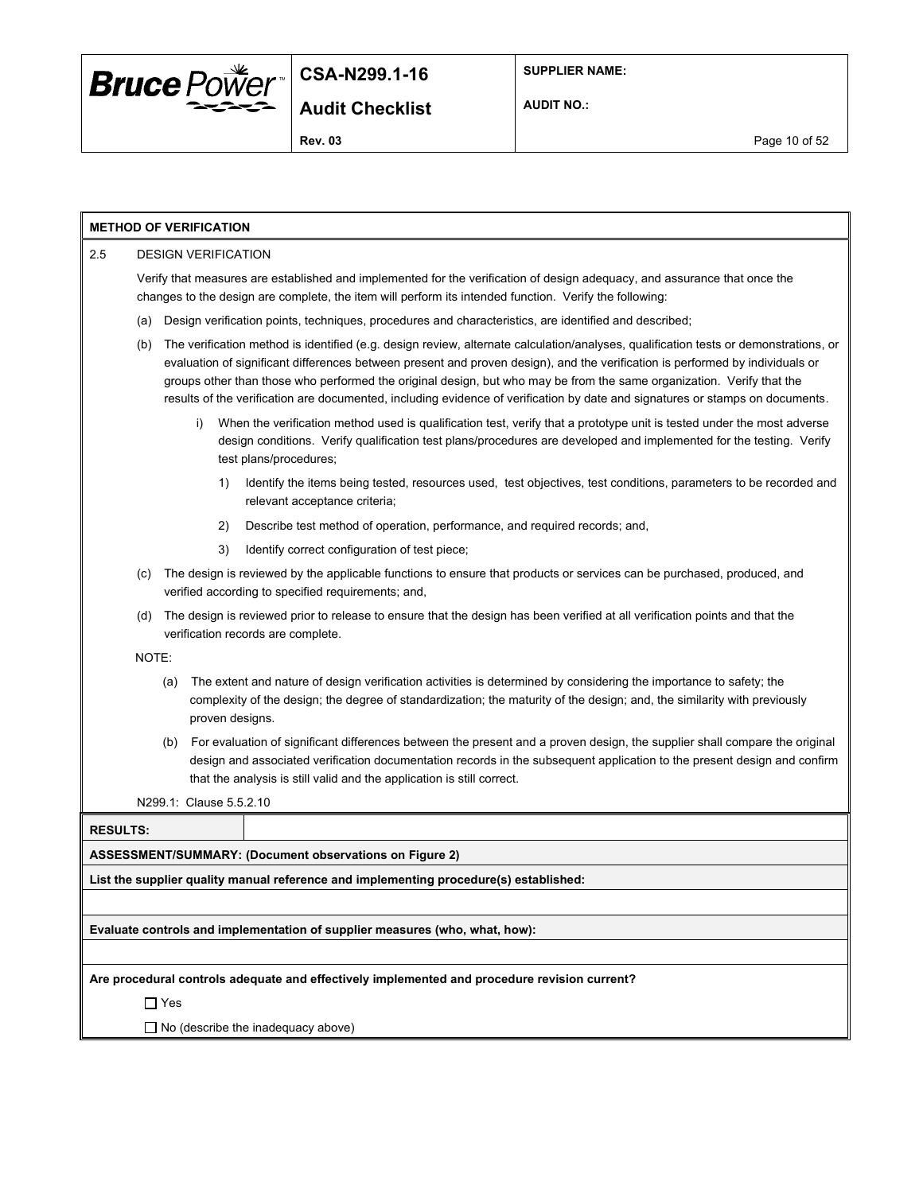**METHOD OF VERIFICATION**

2.5 DESIGN VERIFICATION

Verify that measures are established and implemented for the verification of design adequacy, and assurance that once the changes to the design are complete, the item will perform its intended function. Verify the following:

(a) Design verification points, techniques, procedures and characteristics, are identified and described;

(b) The verification method is identified (e.g. design review, alternate calculation/analyses, qualification tests or demonstrations, or evaluation of significant differences between present and proven design), and the verification is performed by individuals or groups other than those who performed the original design, but who may be from the same organization. Verify that the results of the verification are documented, including evidence of verification by date and signatures or stamps on documents.

i) When the verification method used is qualification test, verify that a prototype unit is tested under the most adverse design conditions. Verify qualification test plans/procedures are developed and implemented for the testing. Verify test plans/procedures;

1) Identify the items being tested, resources used, test objectives, test conditions, parameters to be recorded and relevant acceptance criteria;

2) Describe test method of operation, performance, and required records; and,

3) Identify correct configuration of test piece;

(c) The design is reviewed by the applicable functions to ensure that products or services can be purchased, produced, and verified according to specified requirements; and,

(d) The design is reviewed prior to release to ensure that the design has been verified at all verification points and that the verification records are complete.

NOTE:

(a) The extent and nature of design verification activities is determined by considering the importance to safety; the complexity of the design; the degree of standardization; the maturity of the design; and, the similarity with previously proven designs.

(b) For evaluation of significant differences between the present and a proven design, the supplier shall compare the original design and associated verification documentation records in the subsequent application to the present design and confirm that the analysis is still valid and the application is still correct.

N299.1: Clause 5.5.2.10

| **RESULTS:** | |
|---|---|

**ASSESSMENT/SUMMARY: (Document observations on Figure 2)**

**List the supplier quality manual reference and implementing procedure(s) established:**

**Evaluate controls and implementation of supplier measures (who, what, how):**

**Are procedural controls adequate and effectively implemented and procedure revision current?**

☐ Yes

☐ No (describe the inadequacy above)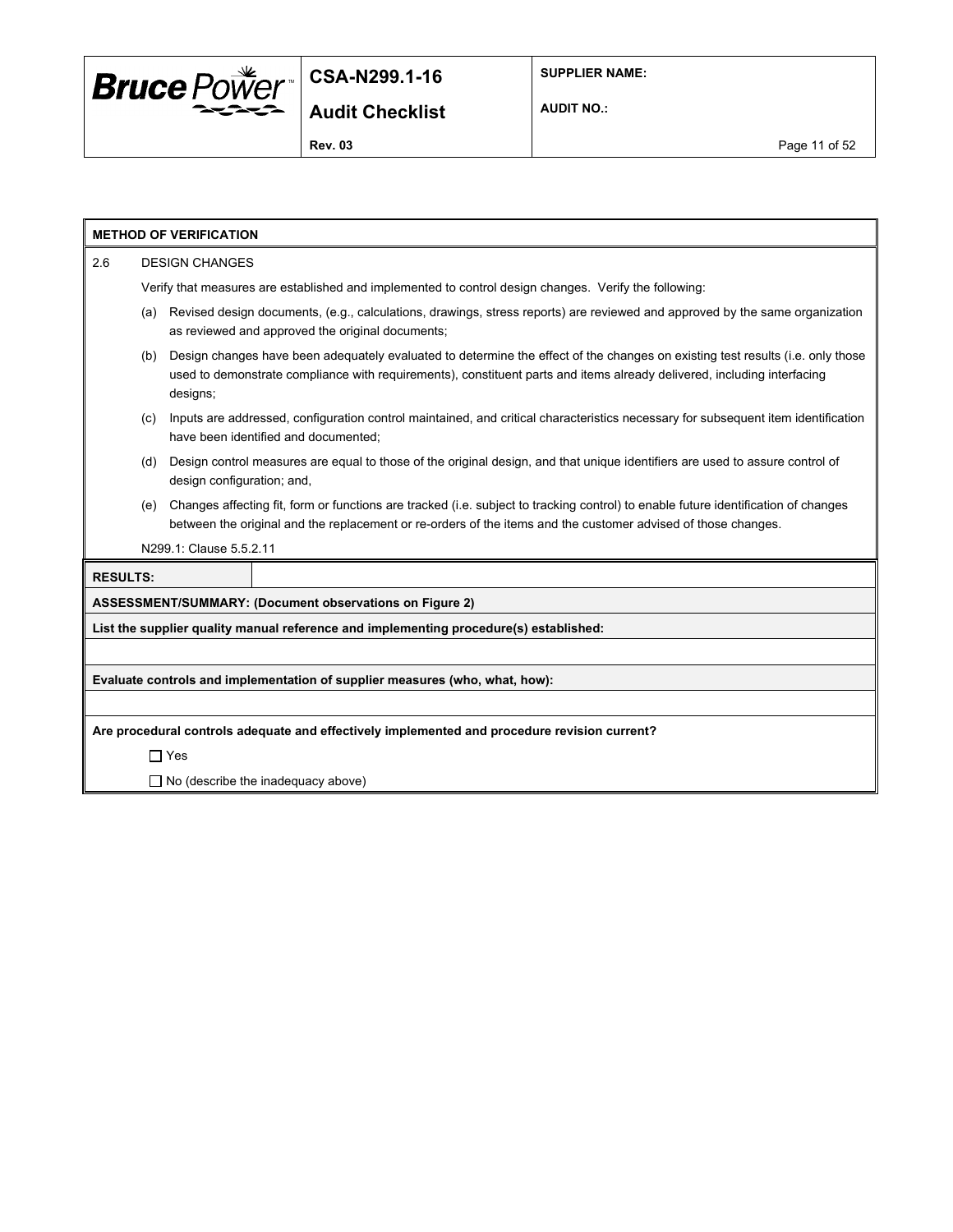**METHOD OF VERIFICATION**

2.6 DESIGN CHANGES

Verify that measures are established and implemented to control design changes. Verify the following:

(a) Revised design documents, (e.g., calculations, drawings, stress reports) are reviewed and approved by the same organization as reviewed and approved the original documents;

(b) Design changes have been adequately evaluated to determine the effect of the changes on existing test results (i.e. only those used to demonstrate compliance with requirements), constituent parts and items already delivered, including interfacing designs;

(c) Inputs are addressed, configuration control maintained, and critical characteristics necessary for subsequent item identification have been identified and documented;

(d) Design control measures are equal to those of the original design, and that unique identifiers are used to assure control of design configuration; and,

(e) Changes affecting fit, form or functions are tracked (i.e. subject to tracking control) to enable future identification of changes between the original and the replacement or re-orders of the items and the customer advised of those changes.

N299.1: Clause 5.5.2.11

| **RESULTS:** | |
|---|---|

**ASSESSMENT/SUMMARY: (Document observations on Figure 2)**

**List the supplier quality manual reference and implementing procedure(s) established:**

**Evaluate controls and implementation of supplier measures (who, what, how):**

**Are procedural controls adequate and effectively implemented and procedure revision current?**

☐ Yes

☐ No (describe the inadequacy above)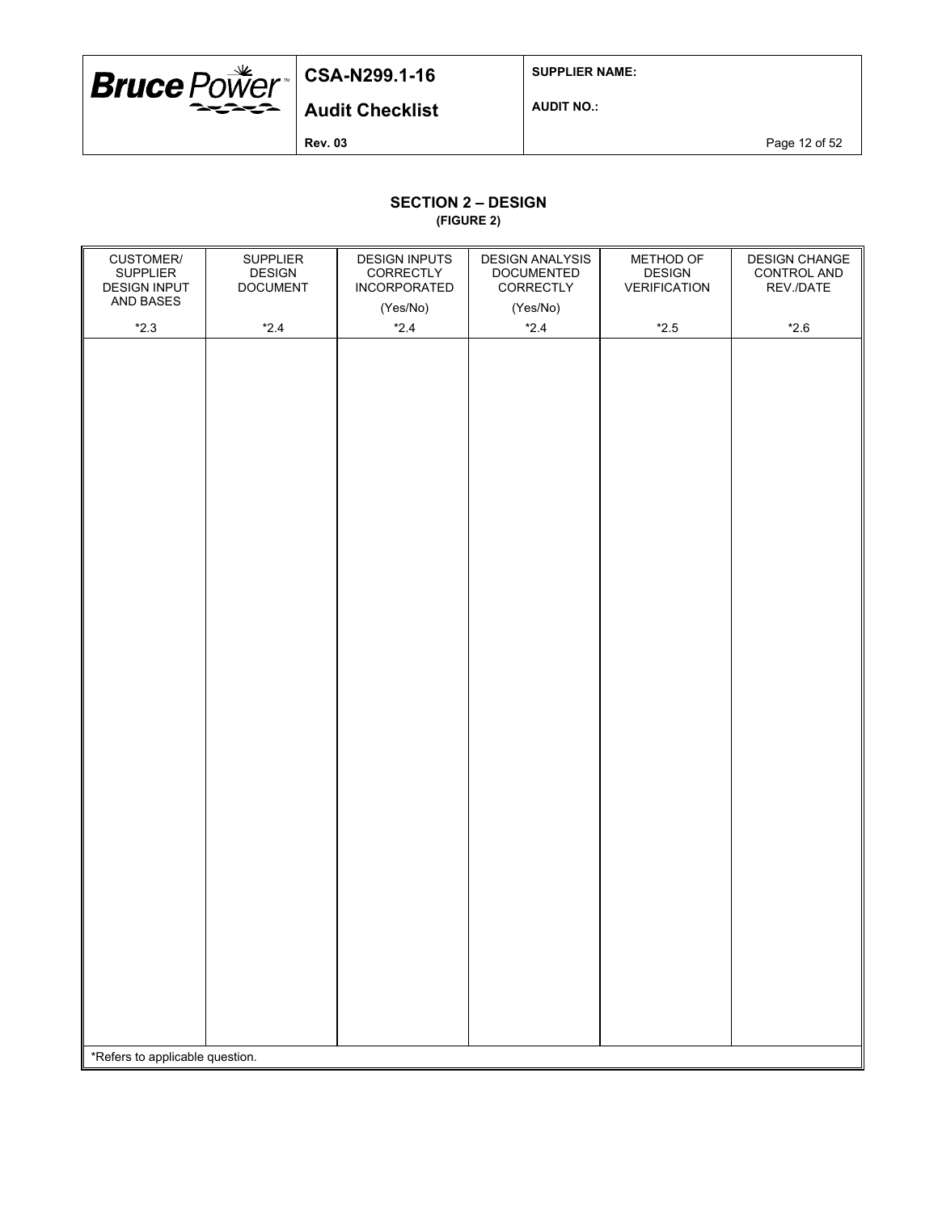## SECTION 2 – DESIGN

**(FIGURE 2)**

| CUSTOMER/ SUPPLIER DESIGN INPUT AND BASES | SUPPLIER DESIGN DOCUMENT | DESIGN INPUTS CORRECTLY INCORPORATED (Yes/No) | DESIGN ANALYSIS DOCUMENTED CORRECTLY (Yes/No) | METHOD OF DESIGN VERIFICATION | DESIGN CHANGE CONTROL AND REV./DATE |
|---|---|---|---|---|---|
| *2.3 | *2.4 | *2.4 | *2.4 | *2.5 | *2.6 |
| | | | | | |

*Refers to applicable question.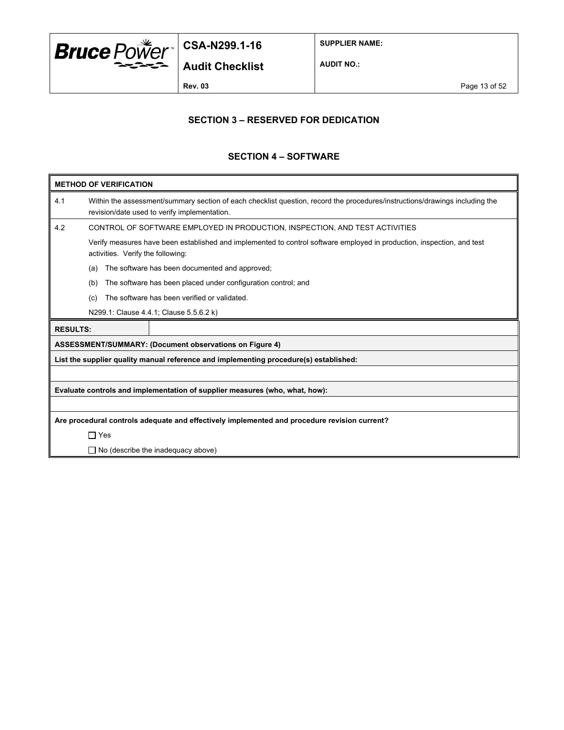## SECTION 3 – RESERVED FOR DEDICATION

## SECTION 4 – SOFTWARE

| METHOD OF VERIFICATION | |
|---|---|
| 4.1 | Within the assessment/summary section of each checklist question, record the procedures/instructions/drawings including the revision/date used to verify implementation. |
| 4.2 | CONTROL OF SOFTWARE EMPLOYED IN PRODUCTION, INSPECTION, AND TEST ACTIVITIES<br><br>Verify measures have been established and implemented to control software employed in production, inspection, and test activities. Verify the following:<br><br>(a) The software has been documented and approved;<br><br>(b) The software has been placed under configuration control; and<br><br>(c) The software has been verified or validated.<br><br>N299.1: Clause 4.4.1; Clause 5.5.6.2 k) |

| RESULTS: | |
|---|---|

**ASSESSMENT/SUMMARY: (Document observations on Figure 4)**

**List the supplier quality manual reference and implementing procedure(s) established:**

**Evaluate controls and implementation of supplier measures (who, what, how):**

**Are procedural controls adequate and effectively implemented and procedure revision current?**

☐ Yes

☐ No (describe the inadequacy above)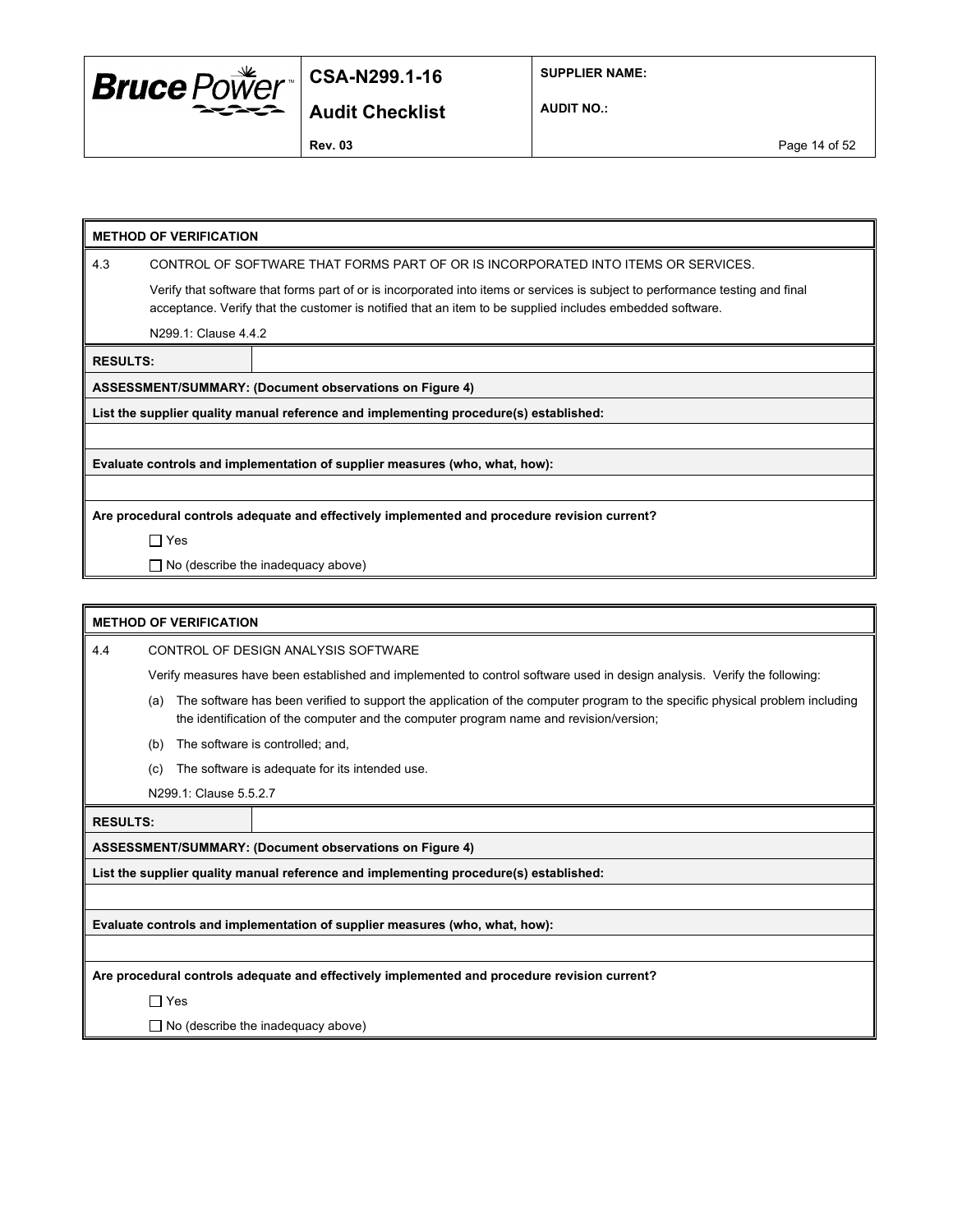**METHOD OF VERIFICATION**

4.3 CONTROL OF SOFTWARE THAT FORMS PART OF OR IS INCORPORATED INTO ITEMS OR SERVICES.

Verify that software that forms part of or is incorporated into items or services is subject to performance testing and final acceptance. Verify that the customer is notified that an item to be supplied includes embedded software.

N299.1: Clause 4.4.2

**RESULTS:**

**ASSESSMENT/SUMMARY: (Document observations on Figure 4)**

**List the supplier quality manual reference and implementing procedure(s) established:**

**Evaluate controls and implementation of supplier measures (who, what, how):**

**Are procedural controls adequate and effectively implemented and procedure revision current?**

☐ Yes

☐ No (describe the inadequacy above)

**METHOD OF VERIFICATION**

4.4 CONTROL OF DESIGN ANALYSIS SOFTWARE

Verify measures have been established and implemented to control software used in design analysis. Verify the following:

(a) The software has been verified to support the application of the computer program to the specific physical problem including the identification of the computer and the computer program name and revision/version;

(b) The software is controlled; and,

(c) The software is adequate for its intended use.

N299.1: Clause 5.5.2.7

**RESULTS:**

**ASSESSMENT/SUMMARY: (Document observations on Figure 4)**

**List the supplier quality manual reference and implementing procedure(s) established:**

**Evaluate controls and implementation of supplier measures (who, what, how):**

**Are procedural controls adequate and effectively implemented and procedure revision current?**

☐ Yes

☐ No (describe the inadequacy above)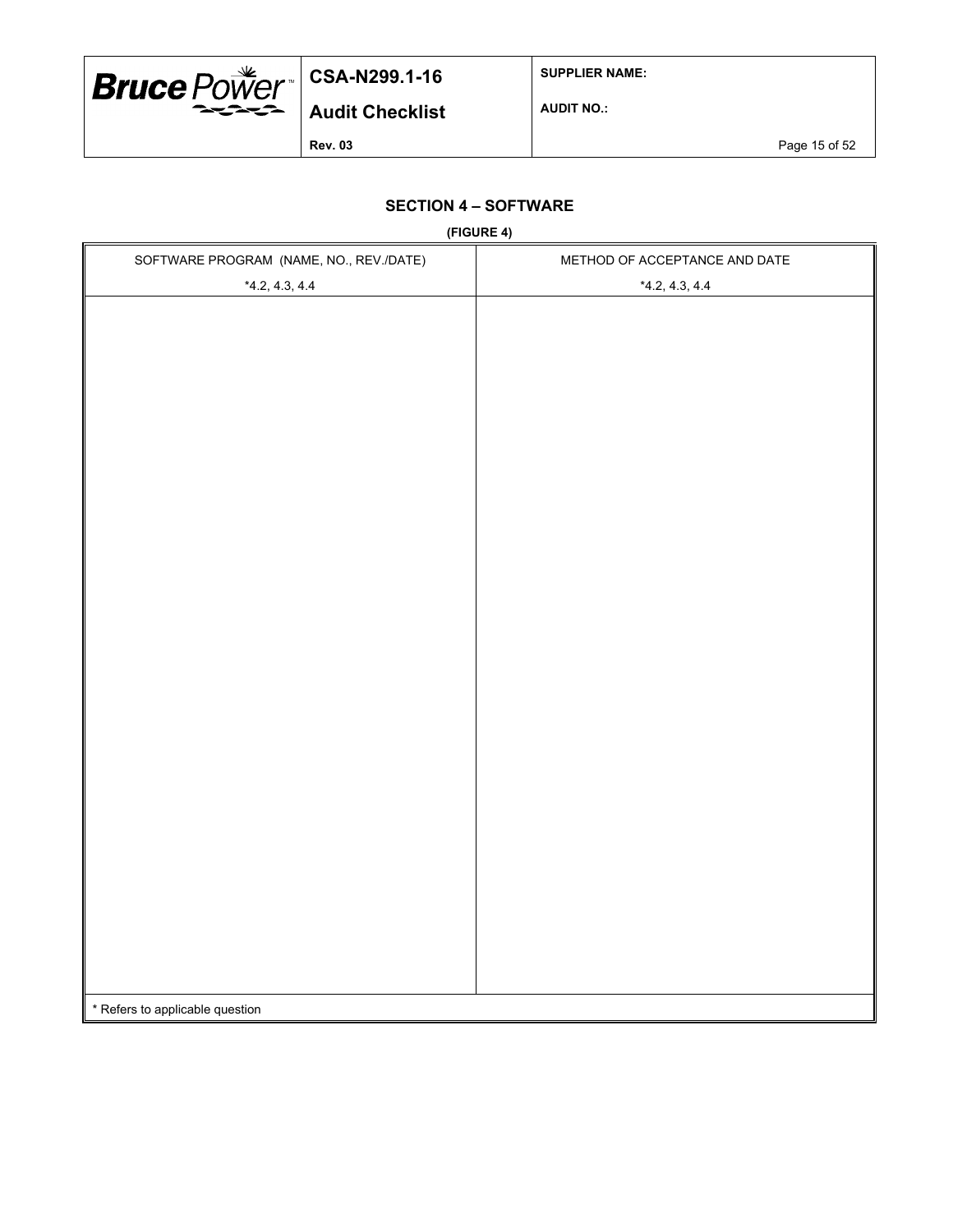## SECTION 4 – SOFTWARE

**(FIGURE 4)**

| SOFTWARE PROGRAM (NAME, NO., REV./DATE) | METHOD OF ACCEPTANCE AND DATE |
|---|---|
| *4.2, 4.3, 4.4 | *4.2, 4.3, 4.4 |
| | |

* Refers to applicable question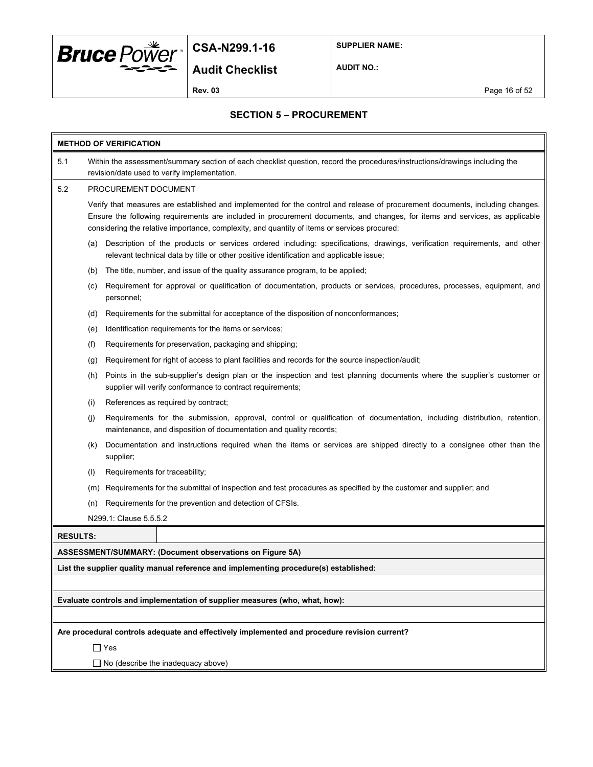## SECTION 5 – PROCUREMENT

**METHOD OF VERIFICATION**

5.1 Within the assessment/summary section of each checklist question, record the procedures/instructions/drawings including the revision/date used to verify implementation.

5.2 PROCUREMENT DOCUMENT

Verify that measures are established and implemented for the control and release of procurement documents, including changes. Ensure the following requirements are included in procurement documents, and changes, for items and services, as applicable considering the relative importance, complexity, and quantity of items or services procured:

(a) Description of the products or services ordered including: specifications, drawings, verification requirements, and other relevant technical data by title or other positive identification and applicable issue;

(b) The title, number, and issue of the quality assurance program, to be applied;

(c) Requirement for approval or qualification of documentation, products or services, procedures, processes, equipment, and personnel;

(d) Requirements for the submittal for acceptance of the disposition of nonconformances;

(e) Identification requirements for the items or services;

(f) Requirements for preservation, packaging and shipping;

(g) Requirement for right of access to plant facilities and records for the source inspection/audit;

(h) Points in the sub-supplier's design plan or the inspection and test planning documents where the supplier's customer or supplier will verify conformance to contract requirements;

(i) References as required by contract;

(j) Requirements for the submission, approval, control or qualification of documentation, including distribution, retention, maintenance, and disposition of documentation and quality records;

(k) Documentation and instructions required when the items or services are shipped directly to a consignee other than the supplier;

(l) Requirements for traceability;

(m) Requirements for the submittal of inspection and test procedures as specified by the customer and supplier; and

(n) Requirements for the prevention and detection of CFSIs.

N299.1: Clause 5.5.5.2

**RESULTS:**

**ASSESSMENT/SUMMARY: (Document observations on Figure 5A)**

**List the supplier quality manual reference and implementing procedure(s) established:**

**Evaluate controls and implementation of supplier measures (who, what, how):**

**Are procedural controls adequate and effectively implemented and procedure revision current?**

☐ Yes

☐ No (describe the inadequacy above)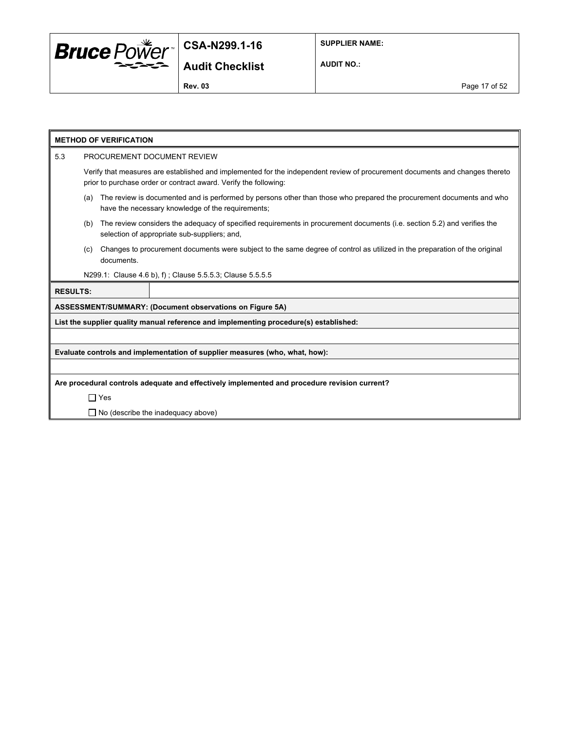**METHOD OF VERIFICATION**

5.3 PROCUREMENT DOCUMENT REVIEW

Verify that measures are established and implemented for the independent review of procurement documents and changes thereto prior to purchase order or contract award. Verify the following:

(a) The review is documented and is performed by persons other than those who prepared the procurement documents and who have the necessary knowledge of the requirements;

(b) The review considers the adequacy of specified requirements in procurement documents (i.e. section 5.2) and verifies the selection of appropriate sub-suppliers; and,

(c) Changes to procurement documents were subject to the same degree of control as utilized in the preparation of the original documents.

N299.1: Clause 4.6 b), f) ; Clause 5.5.5.3; Clause 5.5.5.5

| **RESULTS:** | |
|---|---|

**ASSESSMENT/SUMMARY: (Document observations on Figure 5A)**

**List the supplier quality manual reference and implementing procedure(s) established:**

**Evaluate controls and implementation of supplier measures (who, what, how):**

**Are procedural controls adequate and effectively implemented and procedure revision current?**

☐ Yes

☐ No (describe the inadequacy above)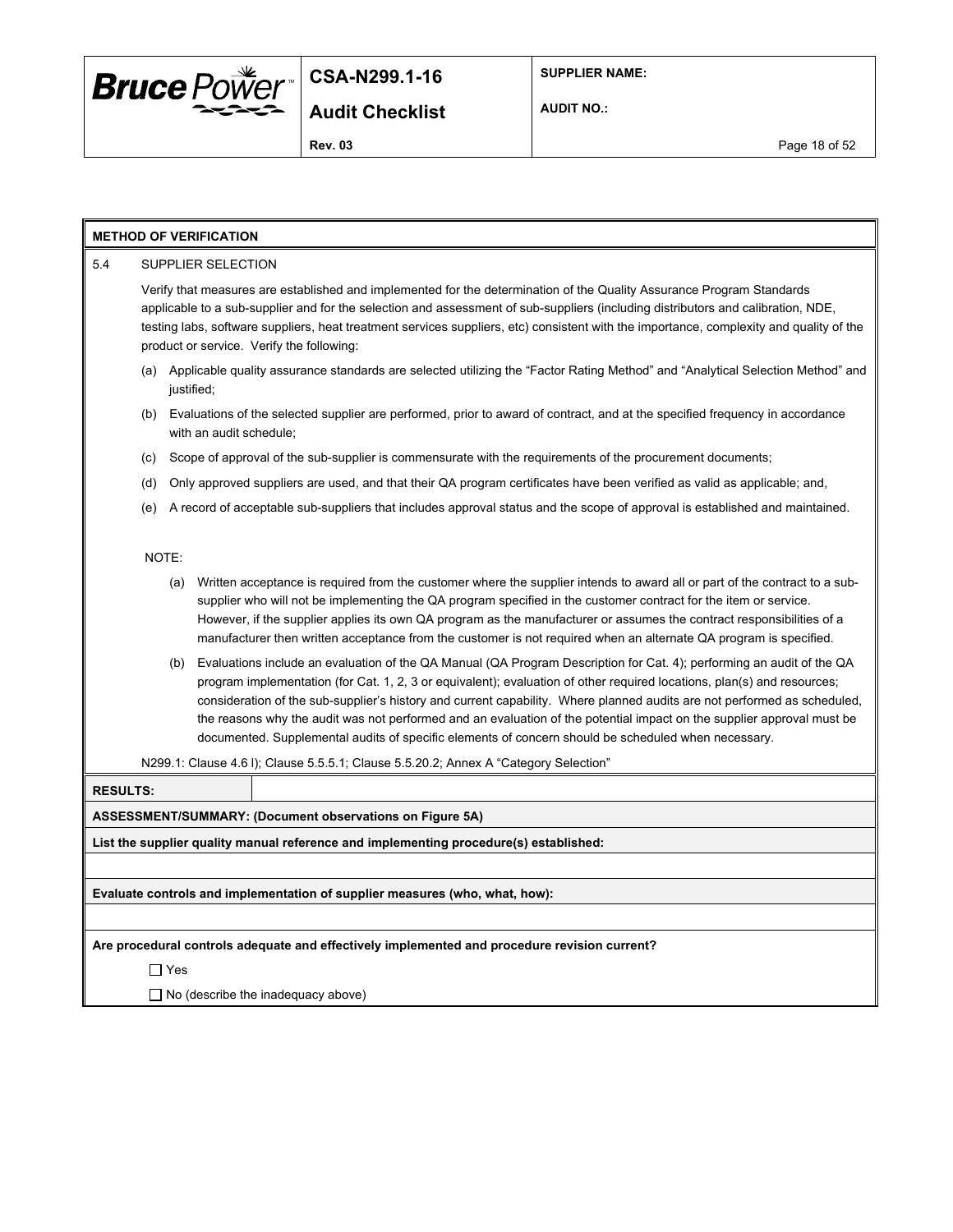**METHOD OF VERIFICATION**

5.4 SUPPLIER SELECTION

Verify that measures are established and implemented for the determination of the Quality Assurance Program Standards applicable to a sub-supplier and for the selection and assessment of sub-suppliers (including distributors and calibration, NDE, testing labs, software suppliers, heat treatment services suppliers, etc) consistent with the importance, complexity and quality of the product or service. Verify the following:

(a) Applicable quality assurance standards are selected utilizing the "Factor Rating Method" and "Analytical Selection Method" and justified;

(b) Evaluations of the selected supplier are performed, prior to award of contract, and at the specified frequency in accordance with an audit schedule;

(c) Scope of approval of the sub-supplier is commensurate with the requirements of the procurement documents;

(d) Only approved suppliers are used, and that their QA program certificates have been verified as valid as applicable; and,

(e) A record of acceptable sub-suppliers that includes approval status and the scope of approval is established and maintained.

NOTE:

(a) Written acceptance is required from the customer where the supplier intends to award all or part of the contract to a sub-supplier who will not be implementing the QA program specified in the customer contract for the item or service. However, if the supplier applies its own QA program as the manufacturer or assumes the contract responsibilities of a manufacturer then written acceptance from the customer is not required when an alternate QA program is specified.

(b) Evaluations include an evaluation of the QA Manual (QA Program Description for Cat. 4); performing an audit of the QA program implementation (for Cat. 1, 2, 3 or equivalent); evaluation of other required locations, plan(s) and resources; consideration of the sub-supplier's history and current capability. Where planned audits are not performed as scheduled, the reasons why the audit was not performed and an evaluation of the potential impact on the supplier approval must be documented. Supplemental audits of specific elements of concern should be scheduled when necessary.

N299.1: Clause 4.6 l); Clause 5.5.5.1; Clause 5.5.20.2; Annex A "Category Selection"

**RESULTS:**

**ASSESSMENT/SUMMARY: (Document observations on Figure 5A)**

**List the supplier quality manual reference and implementing procedure(s) established:**

**Evaluate controls and implementation of supplier measures (who, what, how):**

**Are procedural controls adequate and effectively implemented and procedure revision current?**

☐ Yes

☐ No (describe the inadequacy above)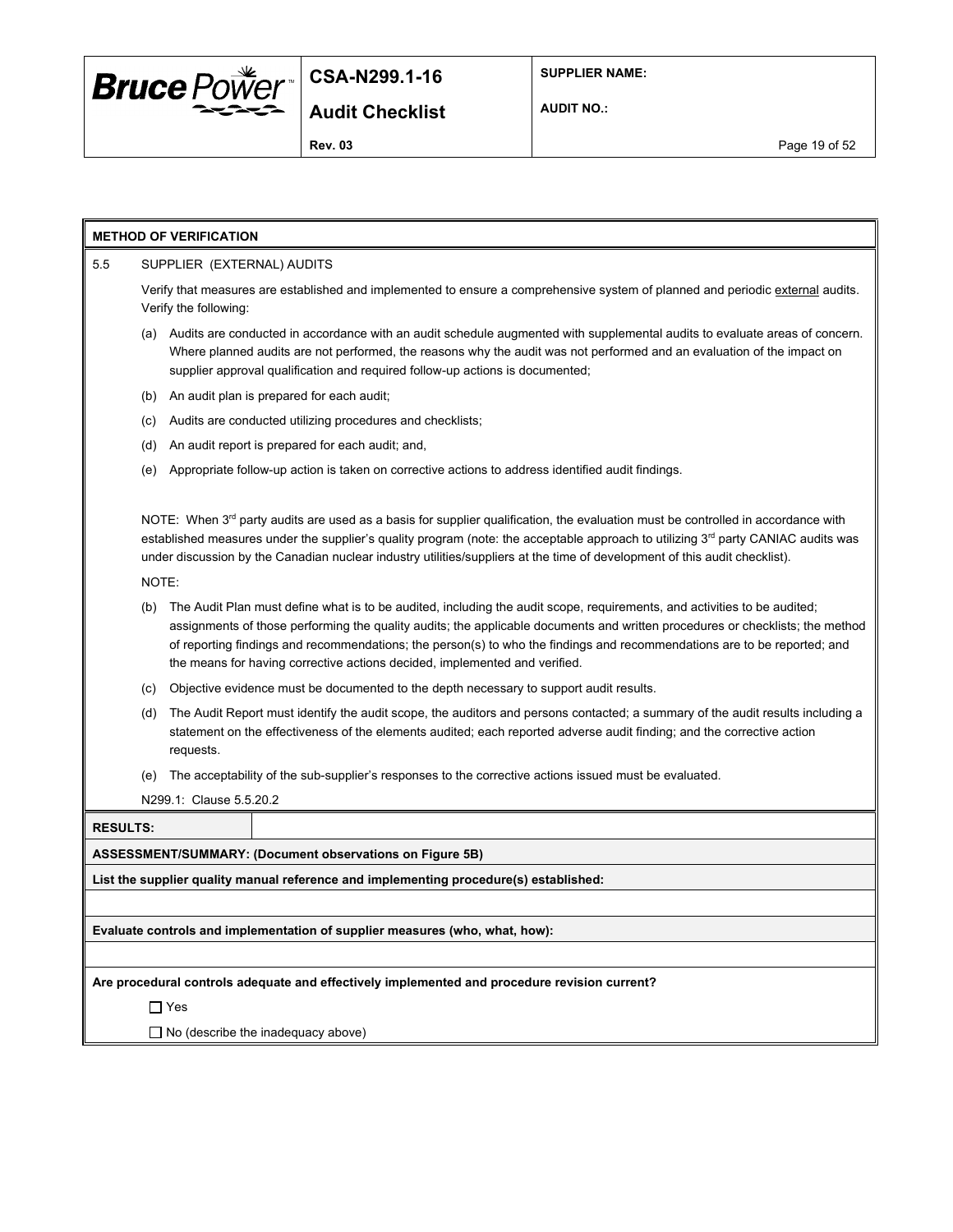**METHOD OF VERIFICATION**

5.5 SUPPLIER (EXTERNAL) AUDITS

Verify that measures are established and implemented to ensure a comprehensive system of planned and periodic external audits. Verify the following:

(a) Audits are conducted in accordance with an audit schedule augmented with supplemental audits to evaluate areas of concern. Where planned audits are not performed, the reasons why the audit was not performed and an evaluation of the impact on supplier approval qualification and required follow-up actions is documented;

(b) An audit plan is prepared for each audit;

(c) Audits are conducted utilizing procedures and checklists;

(d) An audit report is prepared for each audit; and,

(e) Appropriate follow-up action is taken on corrective actions to address identified audit findings.

NOTE: When 3rd party audits are used as a basis for supplier qualification, the evaluation must be controlled in accordance with established measures under the supplier's quality program (note: the acceptable approach to utilizing 3rd party CANIAC audits was under discussion by the Canadian nuclear industry utilities/suppliers at the time of development of this audit checklist).

NOTE:

(b) The Audit Plan must define what is to be audited, including the audit scope, requirements, and activities to be audited; assignments of those performing the quality audits; the applicable documents and written procedures or checklists; the method of reporting findings and recommendations; the person(s) to who the findings and recommendations are to be reported; and the means for having corrective actions decided, implemented and verified.

(c) Objective evidence must be documented to the depth necessary to support audit results.

(d) The Audit Report must identify the audit scope, the auditors and persons contacted; a summary of the audit results including a statement on the effectiveness of the elements audited; each reported adverse audit finding; and the corrective action requests.

(e) The acceptability of the sub-supplier's responses to the corrective actions issued must be evaluated.

N299.1: Clause 5.5.20.2

**RESULTS:**

**ASSESSMENT/SUMMARY: (Document observations on Figure 5B)**

**List the supplier quality manual reference and implementing procedure(s) established:**

**Evaluate controls and implementation of supplier measures (who, what, how):**

**Are procedural controls adequate and effectively implemented and procedure revision current?**

☐ Yes

☐ No (describe the inadequacy above)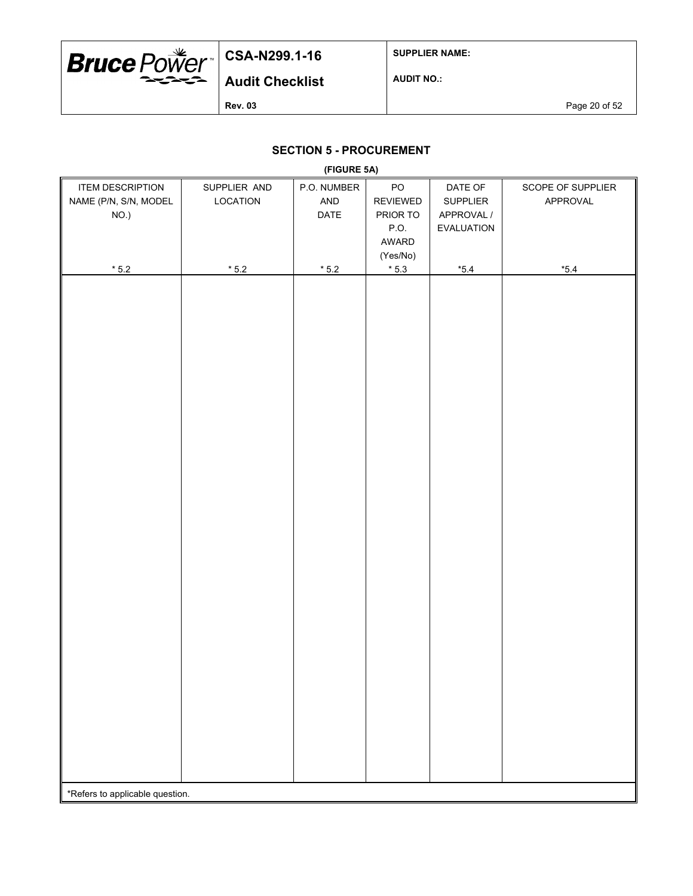## SECTION 5 - PROCUREMENT

**(FIGURE 5A)**

| ITEM DESCRIPTION NAME (P/N, S/N, MODEL NO.)<br>* 5.2 | SUPPLIER AND LOCATION<br>* 5.2 | P.O. NUMBER AND DATE<br>* 5.2 | PO REVIEWED PRIOR TO P.O. AWARD (Yes/No)<br>* 5.3 | DATE OF SUPPLIER APPROVAL / EVALUATION<br>*5.4 | SCOPE OF SUPPLIER APPROVAL<br>*5.4 |
|---|---|---|---|---|---|
| | | | | | |

*Refers to applicable question.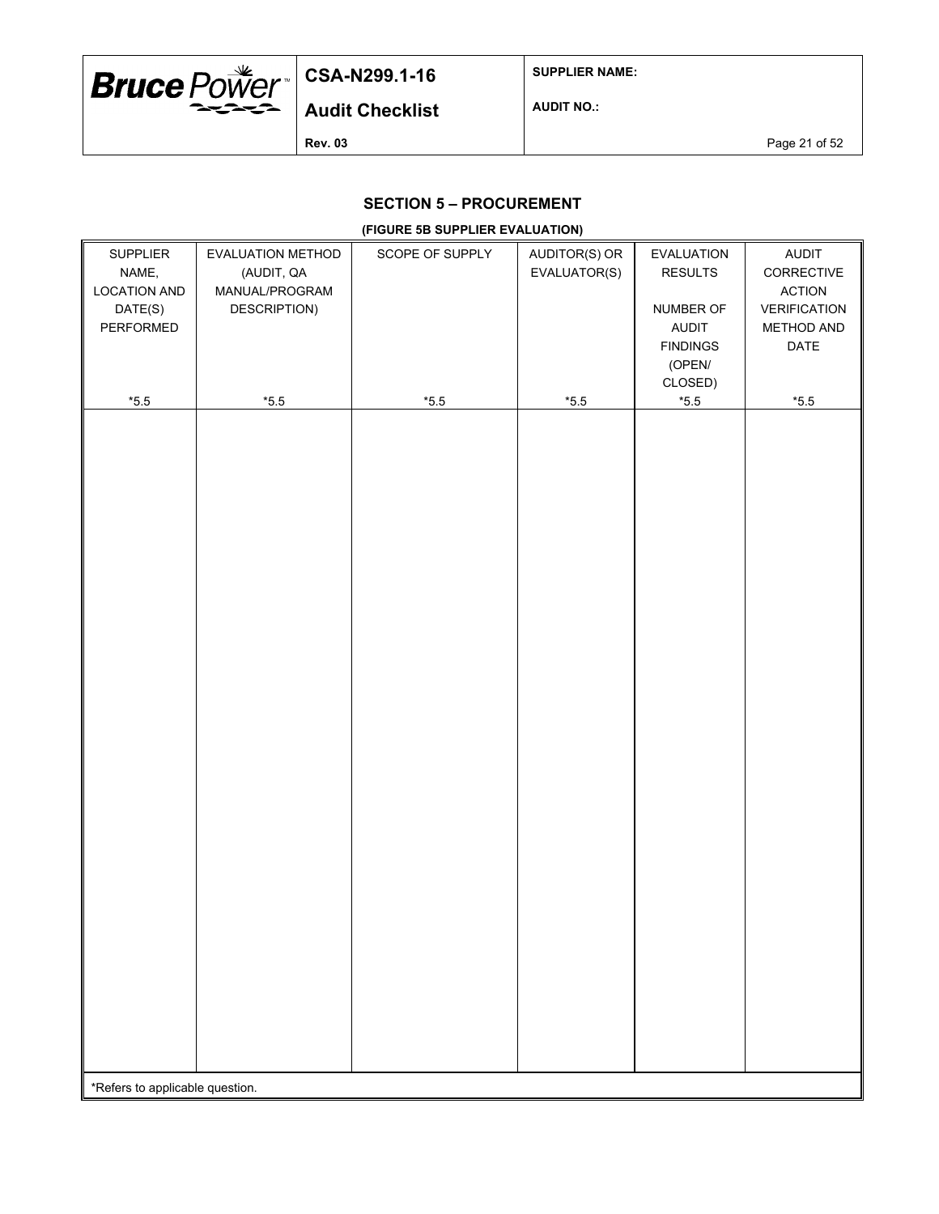## SECTION 5 – PROCUREMENT

**(FIGURE 5B SUPPLIER EVALUATION)**

| SUPPLIER NAME, LOCATION AND DATE(S) PERFORMED *5.5 | EVALUATION METHOD (AUDIT, QA MANUAL/PROGRAM DESCRIPTION) *5.5 | SCOPE OF SUPPLY *5.5 | AUDITOR(S) OR EVALUATOR(S) *5.5 | EVALUATION RESULTS NUMBER OF AUDIT FINDINGS (OPEN/ CLOSED) *5.5 | AUDIT CORRECTIVE ACTION VERIFICATION METHOD AND DATE *5.5 |
|---|---|---|---|---|---|
| | | | | | |

*Refers to applicable question.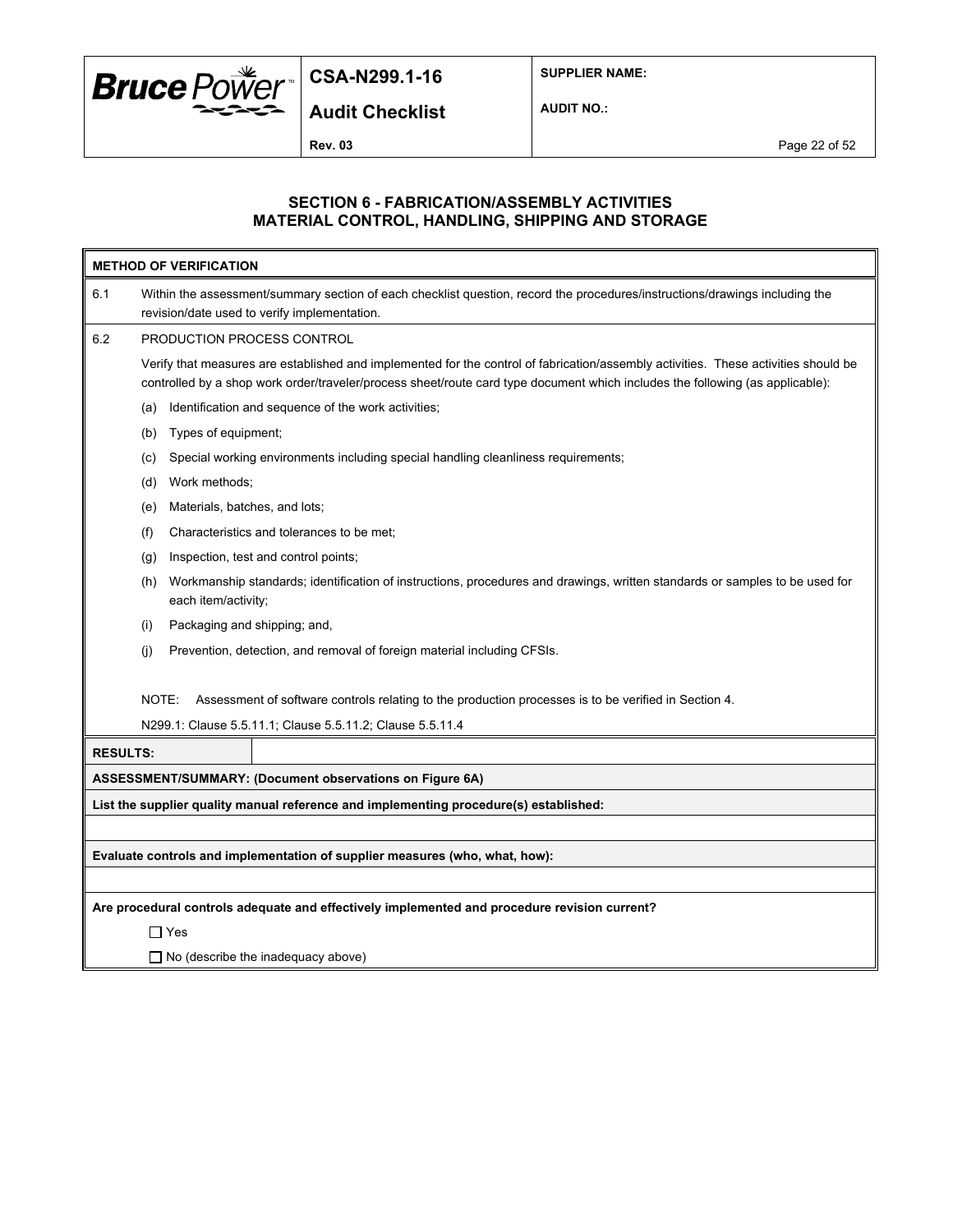## SECTION 6 - FABRICATION/ASSEMBLY ACTIVITIES MATERIAL CONTROL, HANDLING, SHIPPING AND STORAGE

**METHOD OF VERIFICATION**

6.1 Within the assessment/summary section of each checklist question, record the procedures/instructions/drawings including the revision/date used to verify implementation.

6.2 PRODUCTION PROCESS CONTROL

Verify that measures are established and implemented for the control of fabrication/assembly activities. These activities should be controlled by a shop work order/traveler/process sheet/route card type document which includes the following (as applicable):

(a) Identification and sequence of the work activities;

(b) Types of equipment;

(c) Special working environments including special handling cleanliness requirements;

(d) Work methods;

(e) Materials, batches, and lots;

(f) Characteristics and tolerances to be met;

(g) Inspection, test and control points;

(h) Workmanship standards; identification of instructions, procedures and drawings, written standards or samples to be used for each item/activity;

(i) Packaging and shipping; and,

(j) Prevention, detection, and removal of foreign material including CFSIs.

NOTE: Assessment of software controls relating to the production processes is to be verified in Section 4.

N299.1: Clause 5.5.11.1; Clause 5.5.11.2; Clause 5.5.11.4

**RESULTS:**

**ASSESSMENT/SUMMARY: (Document observations on Figure 6A)**

**List the supplier quality manual reference and implementing procedure(s) established:**

**Evaluate controls and implementation of supplier measures (who, what, how):**

**Are procedural controls adequate and effectively implemented and procedure revision current?**

☐ Yes

☐ No (describe the inadequacy above)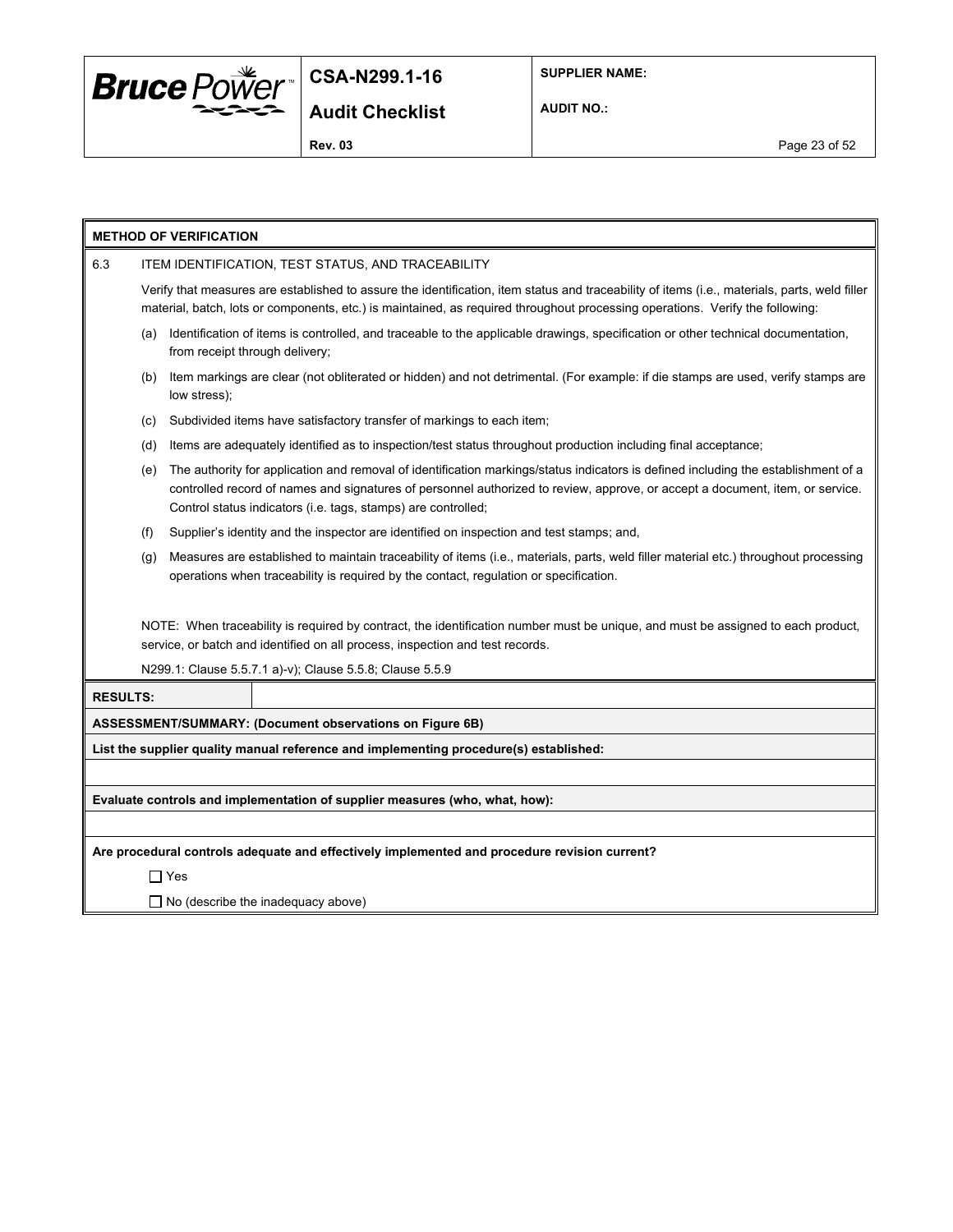**METHOD OF VERIFICATION**

6.3 ITEM IDENTIFICATION, TEST STATUS, AND TRACEABILITY

Verify that measures are established to assure the identification, item status and traceability of items (i.e., materials, parts, weld filler material, batch, lots or components, etc.) is maintained, as required throughout processing operations. Verify the following:

(a) Identification of items is controlled, and traceable to the applicable drawings, specification or other technical documentation, from receipt through delivery;

(b) Item markings are clear (not obliterated or hidden) and not detrimental. (For example: if die stamps are used, verify stamps are low stress);

(c) Subdivided items have satisfactory transfer of markings to each item;

(d) Items are adequately identified as to inspection/test status throughout production including final acceptance;

(e) The authority for application and removal of identification markings/status indicators is defined including the establishment of a controlled record of names and signatures of personnel authorized to review, approve, or accept a document, item, or service. Control status indicators (i.e. tags, stamps) are controlled;

(f) Supplier's identity and the inspector are identified on inspection and test stamps; and,

(g) Measures are established to maintain traceability of items (i.e., materials, parts, weld filler material etc.) throughout processing operations when traceability is required by the contact, regulation or specification.

NOTE: When traceability is required by contract, the identification number must be unique, and must be assigned to each product, service, or batch and identified on all process, inspection and test records.

N299.1: Clause 5.5.7.1 a)-v); Clause 5.5.8; Clause 5.5.9

| **RESULTS:** | |
|---|---|

**ASSESSMENT/SUMMARY: (Document observations on Figure 6B)**

**List the supplier quality manual reference and implementing procedure(s) established:**

**Evaluate controls and implementation of supplier measures (who, what, how):**

**Are procedural controls adequate and effectively implemented and procedure revision current?**

☐ Yes

☐ No (describe the inadequacy above)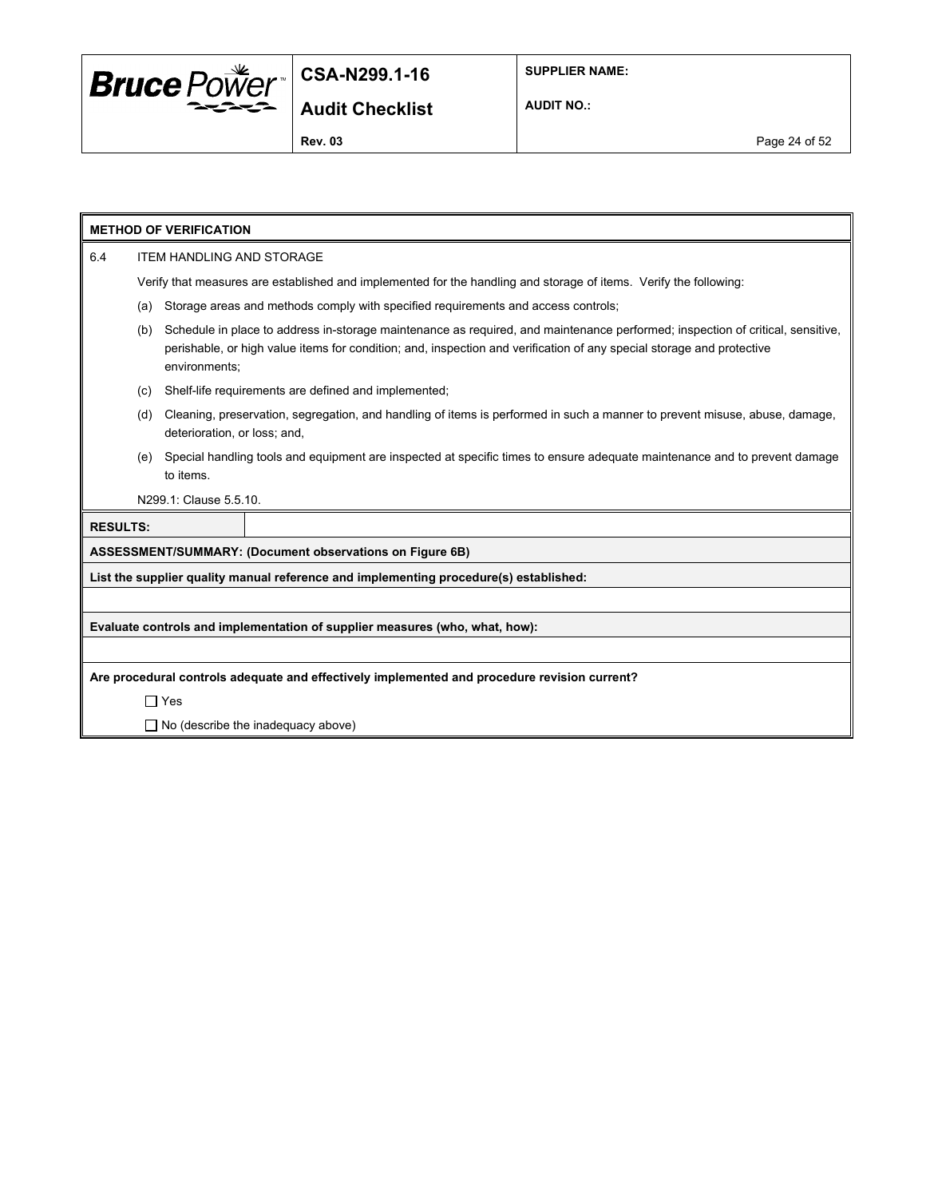**METHOD OF VERIFICATION**

6.4 ITEM HANDLING AND STORAGE

Verify that measures are established and implemented for the handling and storage of items. Verify the following:

(a) Storage areas and methods comply with specified requirements and access controls;

(b) Schedule in place to address in-storage maintenance as required, and maintenance performed; inspection of critical, sensitive, perishable, or high value items for condition; and, inspection and verification of any special storage and protective environments;

(c) Shelf-life requirements are defined and implemented;

(d) Cleaning, preservation, segregation, and handling of items is performed in such a manner to prevent misuse, abuse, damage, deterioration, or loss; and,

(e) Special handling tools and equipment are inspected at specific times to ensure adequate maintenance and to prevent damage to items.

N299.1: Clause 5.5.10.

| **RESULTS:** | |
|---|---|

**ASSESSMENT/SUMMARY: (Document observations on Figure 6B)**

**List the supplier quality manual reference and implementing procedure(s) established:**

**Evaluate controls and implementation of supplier measures (who, what, how):**

**Are procedural controls adequate and effectively implemented and procedure revision current?**

☐ Yes

☐ No (describe the inadequacy above)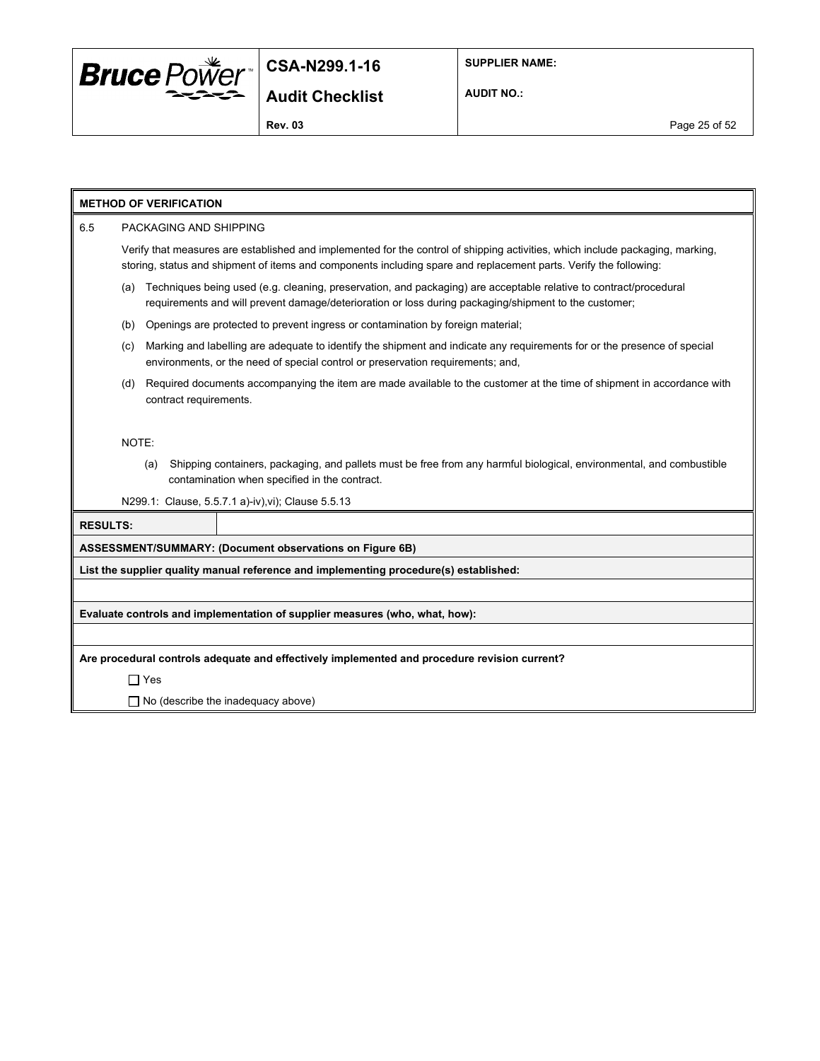**METHOD OF VERIFICATION**

6.5 PACKAGING AND SHIPPING

Verify that measures are established and implemented for the control of shipping activities, which include packaging, marking, storing, status and shipment of items and components including spare and replacement parts. Verify the following:

(a) Techniques being used (e.g. cleaning, preservation, and packaging) are acceptable relative to contract/procedural requirements and will prevent damage/deterioration or loss during packaging/shipment to the customer;

(b) Openings are protected to prevent ingress or contamination by foreign material;

(c) Marking and labelling are adequate to identify the shipment and indicate any requirements for or the presence of special environments, or the need of special control or preservation requirements; and,

(d) Required documents accompanying the item are made available to the customer at the time of shipment in accordance with contract requirements.

NOTE:

(a) Shipping containers, packaging, and pallets must be free from any harmful biological, environmental, and combustible contamination when specified in the contract.

N299.1: Clause, 5.5.7.1 a)-iv),vi); Clause 5.5.13

**RESULTS:**

**ASSESSMENT/SUMMARY: (Document observations on Figure 6B)**

**List the supplier quality manual reference and implementing procedure(s) established:**

**Evaluate controls and implementation of supplier measures (who, what, how):**

**Are procedural controls adequate and effectively implemented and procedure revision current?**

☐ Yes

☐ No (describe the inadequacy above)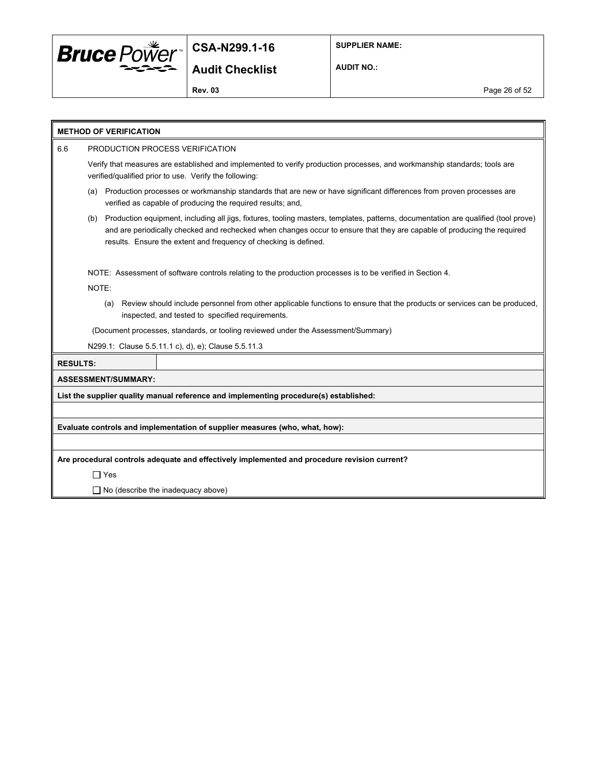**METHOD OF VERIFICATION**

6.6 PRODUCTION PROCESS VERIFICATION

Verify that measures are established and implemented to verify production processes, and workmanship standards; tools are verified/qualified prior to use. Verify the following:

(a) Production processes or workmanship standards that are new or have significant differences from proven processes are verified as capable of producing the required results; and,

(b) Production equipment, including all jigs, fixtures, tooling masters, templates, patterns, documentation are qualified (tool prove) and are periodically checked and rechecked when changes occur to ensure that they are capable of producing the required results. Ensure the extent and frequency of checking is defined.

NOTE: Assessment of software controls relating to the production processes is to be verified in Section 4.

NOTE:

(a) Review should include personnel from other applicable functions to ensure that the products or services can be produced, inspected, and tested to specified requirements.

(Document processes, standards, or tooling reviewed under the Assessment/Summary)

N299.1: Clause 5.5.11.1 c), d), e); Clause 5.5.11.3

| **RESULTS:** | |
|---|---|

**ASSESSMENT/SUMMARY:**

**List the supplier quality manual reference and implementing procedure(s) established:**

**Evaluate controls and implementation of supplier measures (who, what, how):**

**Are procedural controls adequate and effectively implemented and procedure revision current?**

☐ Yes

☐ No (describe the inadequacy above)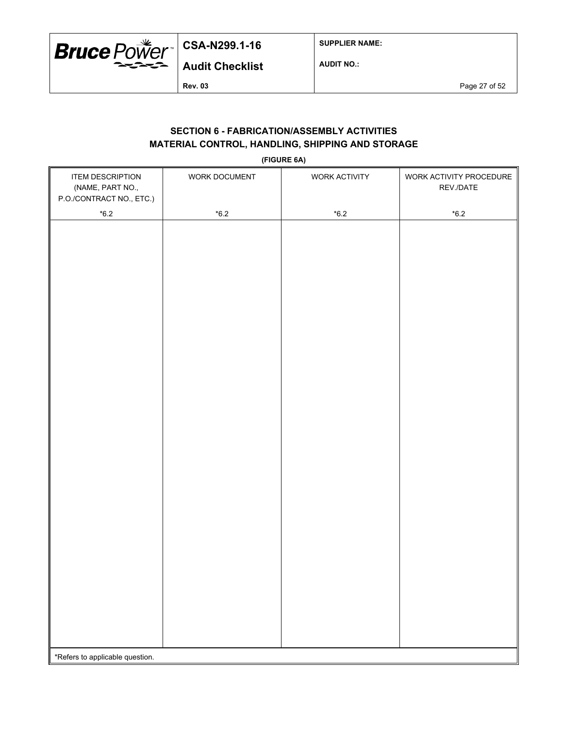## SECTION 6 - FABRICATION/ASSEMBLY ACTIVITIES
## MATERIAL CONTROL, HANDLING, SHIPPING AND STORAGE

**(FIGURE 6A)**

| ITEM DESCRIPTION (NAME, PART NO., P.O./CONTRACT NO., ETC.) *6.2 | WORK DOCUMENT *6.2 | WORK ACTIVITY *6.2 | WORK ACTIVITY PROCEDURE REV./DATE *6.2 |
|---|---|---|---|
| | | | |

*Refers to applicable question.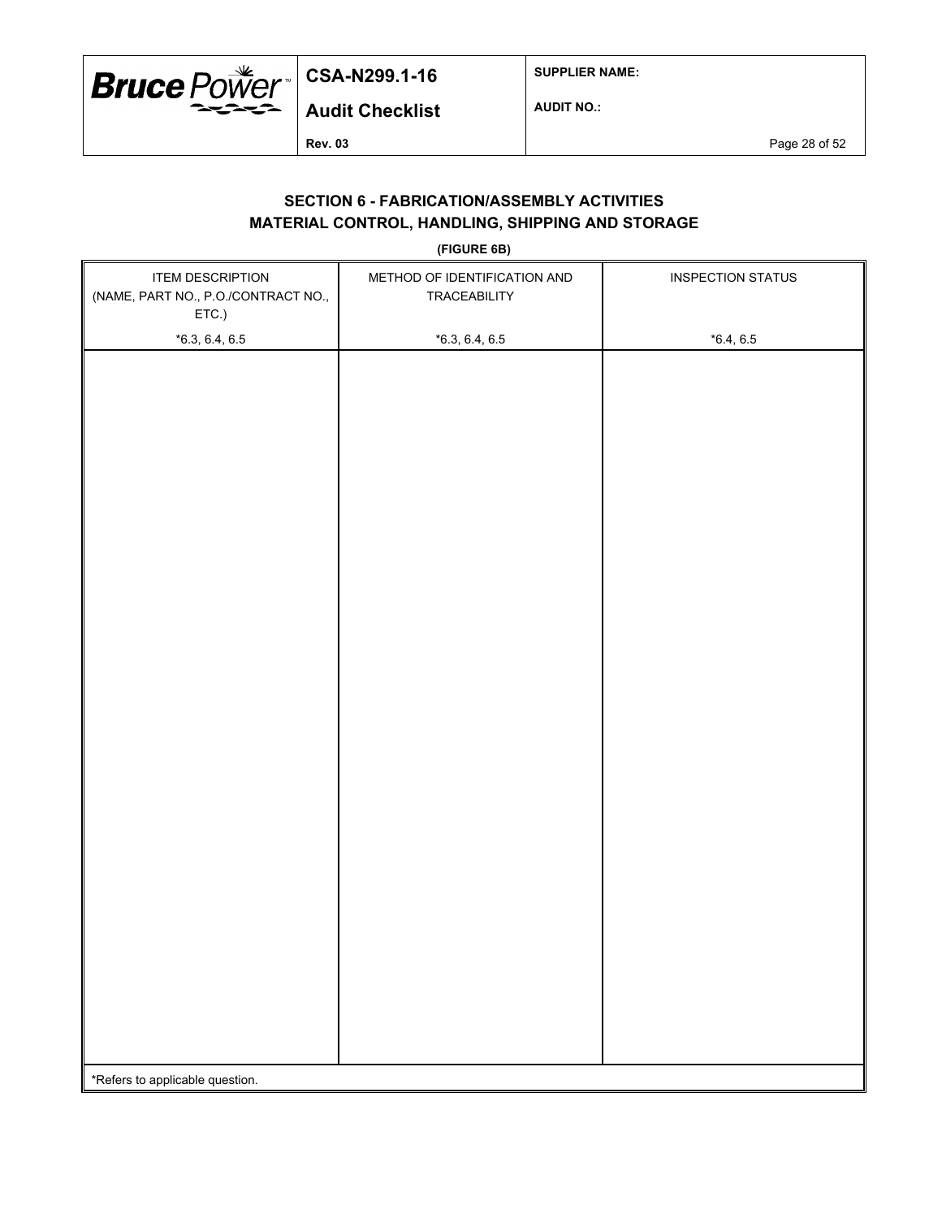## SECTION 6 - FABRICATION/ASSEMBLY ACTIVITIES
## MATERIAL CONTROL, HANDLING, SHIPPING AND STORAGE

**(FIGURE 6B)**

| ITEM DESCRIPTION (NAME, PART NO., P.O./CONTRACT NO., ETC.) *6.3, 6.4, 6.5 | METHOD OF IDENTIFICATION AND TRACEABILITY *6.3, 6.4, 6.5 | INSPECTION STATUS *6.4, 6.5 |
|---|---|---|
| | | |

*Refers to applicable question.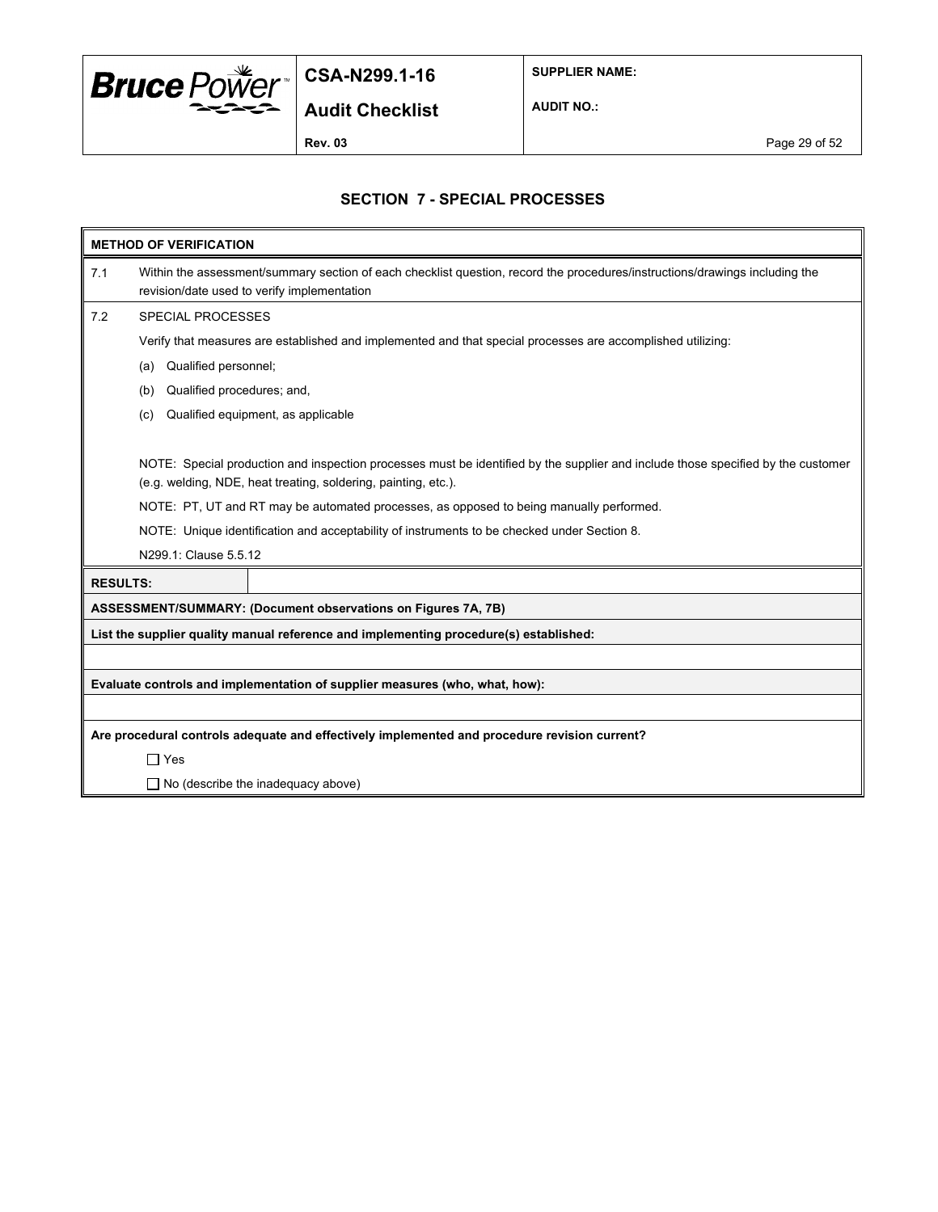## SECTION 7 - SPECIAL PROCESSES

**METHOD OF VERIFICATION**

7.1 Within the assessment/summary section of each checklist question, record the procedures/instructions/drawings including the revision/date used to verify implementation

7.2 SPECIAL PROCESSES

Verify that measures are established and implemented and that special processes are accomplished utilizing:

(a) Qualified personnel;

(b) Qualified procedures; and,

(c) Qualified equipment, as applicable

NOTE: Special production and inspection processes must be identified by the supplier and include those specified by the customer (e.g. welding, NDE, heat treating, soldering, painting, etc.).

NOTE: PT, UT and RT may be automated processes, as opposed to being manually performed.

NOTE: Unique identification and acceptability of instruments to be checked under Section 8.

N299.1: Clause 5.5.12

**RESULTS:**

**ASSESSMENT/SUMMARY: (Document observations on Figures 7A, 7B)**

**List the supplier quality manual reference and implementing procedure(s) established:**

**Evaluate controls and implementation of supplier measures (who, what, how):**

**Are procedural controls adequate and effectively implemented and procedure revision current?**

☐ Yes

☐ No (describe the inadequacy above)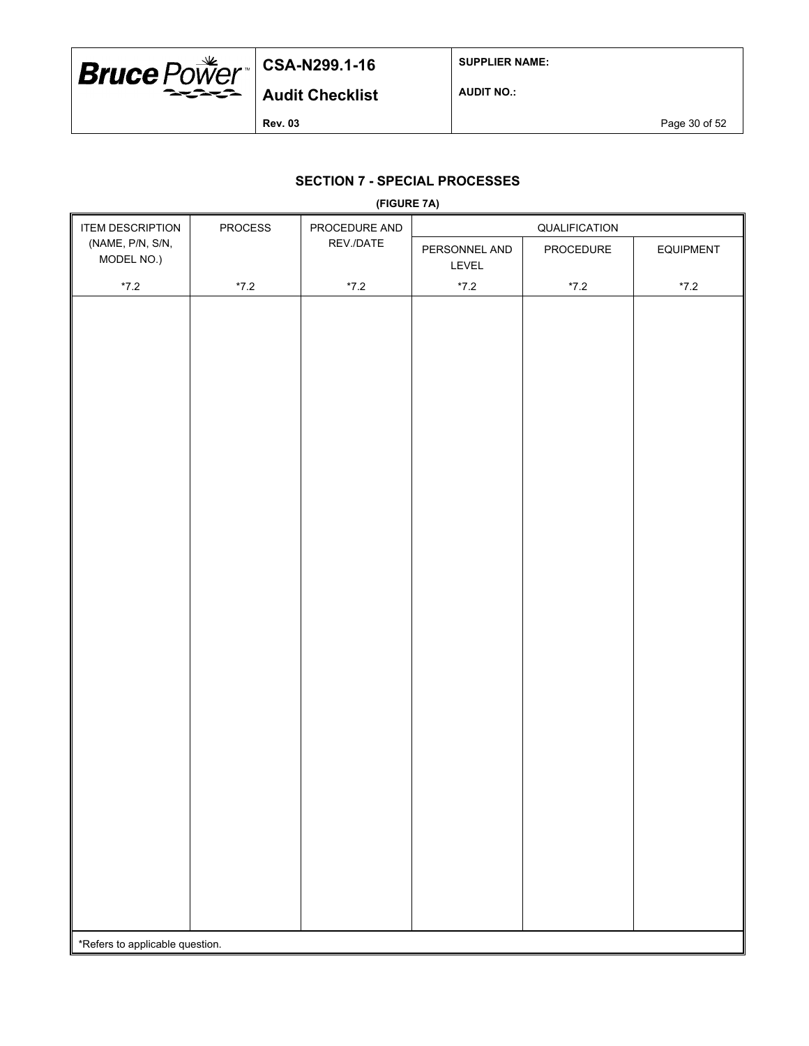## SECTION 7 - SPECIAL PROCESSES

**(FIGURE 7A)**

| ITEM DESCRIPTION (NAME, P/N, S/N, MODEL NO.) | PROCESS | PROCEDURE AND REV./DATE | QUALIFICATION | | |
|---|---|---|---|---|---|
| | | | PERSONNEL AND LEVEL | PROCEDURE | EQUIPMENT |
| *7.2 | *7.2 | *7.2 | *7.2 | *7.2 | *7.2 |
| | | | | | |

*Refers to applicable question.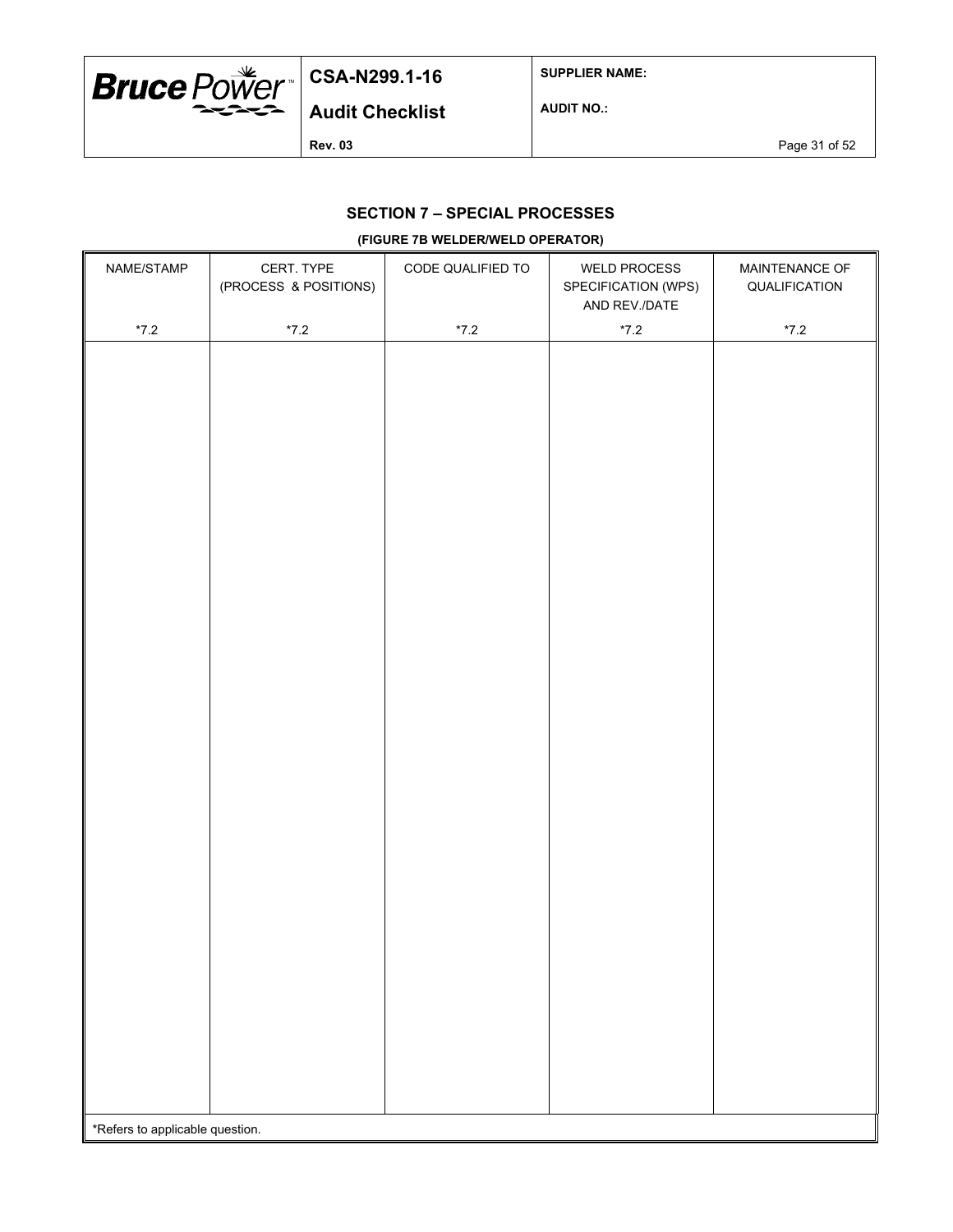## SECTION 7 – SPECIAL PROCESSES

**(FIGURE 7B WELDER/WELD OPERATOR)**

| NAME/STAMP | CERT. TYPE (PROCESS & POSITIONS) | CODE QUALIFIED TO | WELD PROCESS SPECIFICATION (WPS) AND REV./DATE | MAINTENANCE OF QUALIFICATION |
|---|---|---|---|---|
| *7.2 | *7.2 | *7.2 | *7.2 | *7.2 |
| | | | | |

*Refers to applicable question.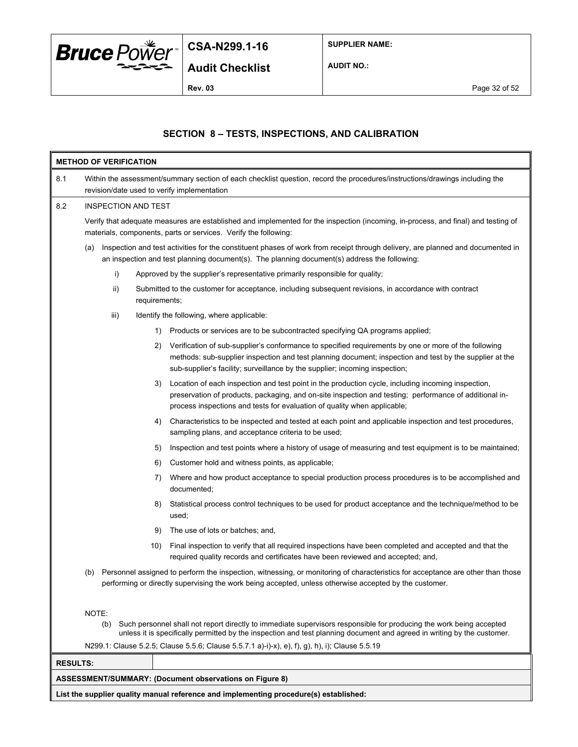## SECTION 8 – TESTS, INSPECTIONS, AND CALIBRATION

**METHOD OF VERIFICATION**

8.1 Within the assessment/summary section of each checklist question, record the procedures/instructions/drawings including the revision/date used to verify implementation

8.2 INSPECTION AND TEST

Verify that adequate measures are established and implemented for the inspection (incoming, in-process, and final) and testing of materials, components, parts or services. Verify the following:

(a) Inspection and test activities for the constituent phases of work from receipt through delivery, are planned and documented in an inspection and test planning document(s). The planning document(s) address the following:

  i) Approved by the supplier's representative primarily responsible for quality;

  ii) Submitted to the customer for acceptance, including subsequent revisions, in accordance with contract requirements;

  iii) Identify the following, where applicable:

    1) Products or services are to be subcontracted specifying QA programs applied;

    2) Verification of sub-supplier's conformance to specified requirements by one or more of the following methods: sub-supplier inspection and test planning document; inspection and test by the supplier at the sub-supplier's facility; surveillance by the supplier; incoming inspection;

    3) Location of each inspection and test point in the production cycle, including incoming inspection, preservation of products, packaging, and on-site inspection and testing; performance of additional in-process inspections and tests for evaluation of quality when applicable;

    4) Characteristics to be inspected and tested at each point and applicable inspection and test procedures, sampling plans, and acceptance criteria to be used;

    5) Inspection and test points where a history of usage of measuring and test equipment is to be maintained;

    6) Customer hold and witness points, as applicable;

    7) Where and how product acceptance to special production process procedures is to be accomplished and documented;

    8) Statistical process control techniques to be used for product acceptance and the technique/method to be used;

    9) The use of lots or batches; and,

    10) Final inspection to verify that all required inspections have been completed and accepted and that the required quality records and certificates have been reviewed and accepted; and,

(b) Personnel assigned to perform the inspection, witnessing, or monitoring of characteristics for acceptance are other than those performing or directly supervising the work being accepted, unless otherwise accepted by the customer.

NOTE:

(b) Such personnel shall not report directly to immediate supervisors responsible for producing the work being accepted unless it is specifically permitted by the inspection and test planning document and agreed in writing by the customer.

N299.1: Clause 5.2.5; Clause 5.5.6; Clause 5.5.7.1 a)-i)-x), e), f), g), h), i); Clause 5.5.19

| **RESULTS:** | |
|---|---|

**ASSESSMENT/SUMMARY: (Document observations on Figure 8)**

**List the supplier quality manual reference and implementing procedure(s) established:**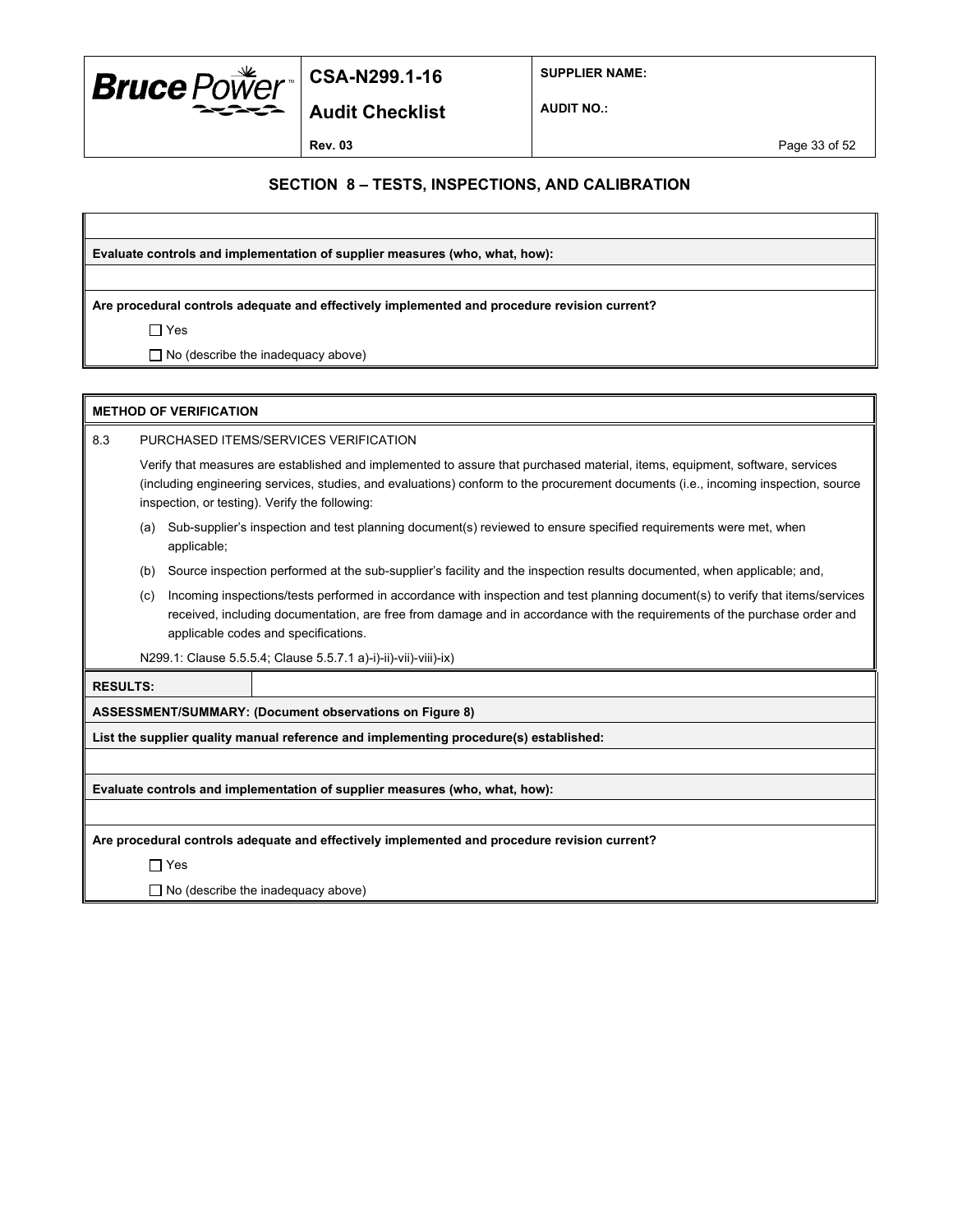## SECTION 8 – TESTS, INSPECTIONS, AND CALIBRATION

**Evaluate controls and implementation of supplier measures (who, what, how):**

**Are procedural controls adequate and effectively implemented and procedure revision current?**

☐ Yes

☐ No (describe the inadequacy above)

**METHOD OF VERIFICATION**

8.3 PURCHASED ITEMS/SERVICES VERIFICATION

Verify that measures are established and implemented to assure that purchased material, items, equipment, software, services (including engineering services, studies, and evaluations) conform to the procurement documents (i.e., incoming inspection, source inspection, or testing). Verify the following:

(a) Sub-supplier's inspection and test planning document(s) reviewed to ensure specified requirements were met, when applicable;

(b) Source inspection performed at the sub-supplier's facility and the inspection results documented, when applicable; and,

(c) Incoming inspections/tests performed in accordance with inspection and test planning document(s) to verify that items/services received, including documentation, are free from damage and in accordance with the requirements of the purchase order and applicable codes and specifications.

N299.1: Clause 5.5.5.4; Clause 5.5.7.1 a)-i)-ii)-vii)-viii)-ix)

**RESULTS:**

**ASSESSMENT/SUMMARY: (Document observations on Figure 8)**

**List the supplier quality manual reference and implementing procedure(s) established:**

**Evaluate controls and implementation of supplier measures (who, what, how):**

**Are procedural controls adequate and effectively implemented and procedure revision current?**

☐ Yes

☐ No (describe the inadequacy above)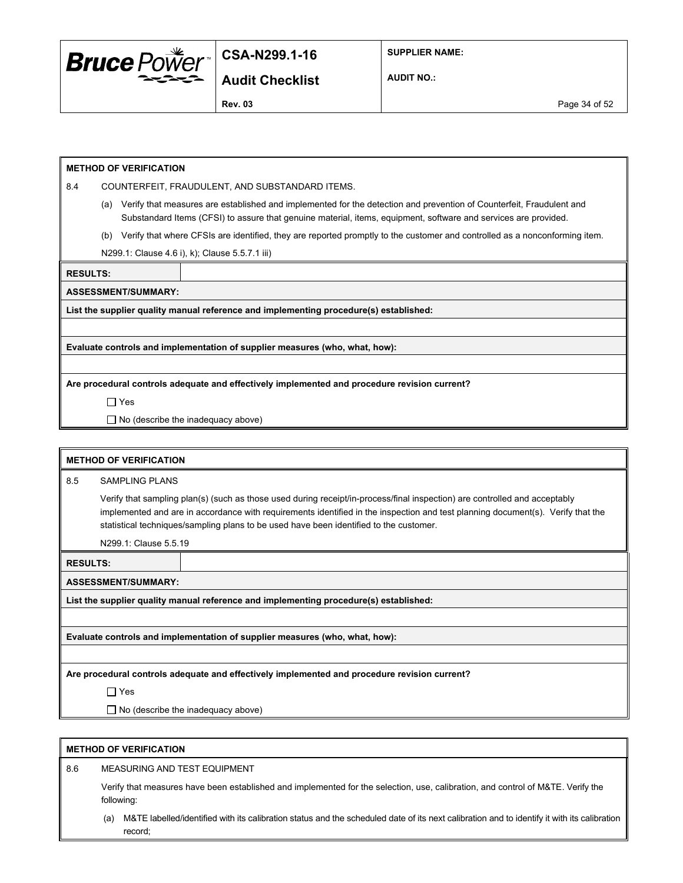**METHOD OF VERIFICATION**

8.4 COUNTERFEIT, FRAUDULENT, AND SUBSTANDARD ITEMS.

(a) Verify that measures are established and implemented for the detection and prevention of Counterfeit, Fraudulent and Substandard Items (CFSI) to assure that genuine material, items, equipment, software and services are provided.

(b) Verify that where CFSIs are identified, they are reported promptly to the customer and controlled as a nonconforming item.

N299.1: Clause 4.6 i), k); Clause 5.5.7.1 iii)

| **RESULTS:** | |
|---|---|

**ASSESSMENT/SUMMARY:**

**List the supplier quality manual reference and implementing procedure(s) established:**

**Evaluate controls and implementation of supplier measures (who, what, how):**

**Are procedural controls adequate and effectively implemented and procedure revision current?**

☐ Yes

☐ No (describe the inadequacy above)

---

**METHOD OF VERIFICATION**

8.5 SAMPLING PLANS

Verify that sampling plan(s) (such as those used during receipt/in-process/final inspection) are controlled and acceptably implemented and are in accordance with requirements identified in the inspection and test planning document(s). Verify that the statistical techniques/sampling plans to be used have been identified to the customer.

N299.1: Clause 5.5.19

| **RESULTS:** | |
|---|---|

**ASSESSMENT/SUMMARY:**

**List the supplier quality manual reference and implementing procedure(s) established:**

**Evaluate controls and implementation of supplier measures (who, what, how):**

**Are procedural controls adequate and effectively implemented and procedure revision current?**

☐ Yes

☐ No (describe the inadequacy above)

---

**METHOD OF VERIFICATION**

8.6 MEASURING AND TEST EQUIPMENT

Verify that measures have been established and implemented for the selection, use, calibration, and control of M&TE. Verify the following:

(a) M&TE labelled/identified with its calibration status and the scheduled date of its next calibration and to identify it with its calibration record;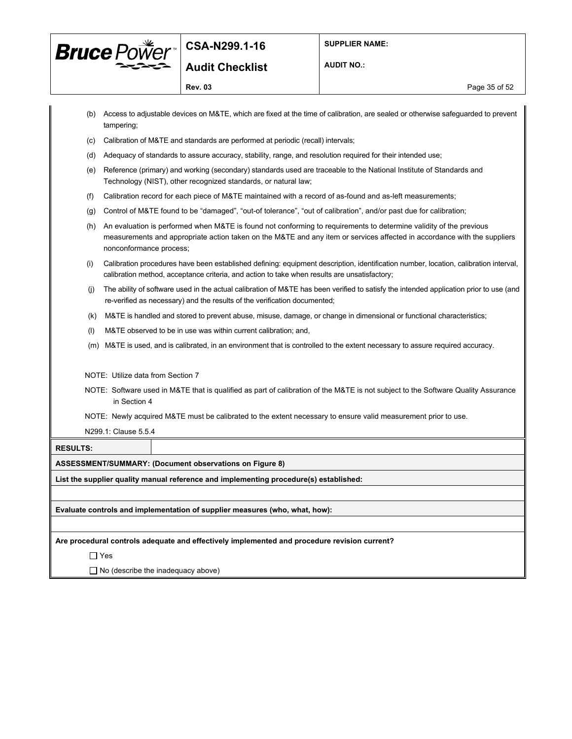(b) Access to adjustable devices on M&TE, which are fixed at the time of calibration, are sealed or otherwise safeguarded to prevent tampering;

(c) Calibration of M&TE and standards are performed at periodic (recall) intervals;

(d) Adequacy of standards to assure accuracy, stability, range, and resolution required for their intended use;

(e) Reference (primary) and working (secondary) standards used are traceable to the National Institute of Standards and Technology (NIST), other recognized standards, or natural law;

(f) Calibration record for each piece of M&TE maintained with a record of as-found and as-left measurements;

(g) Control of M&TE found to be "damaged", "out-of tolerance", "out of calibration", and/or past due for calibration;

(h) An evaluation is performed when M&TE is found not conforming to requirements to determine validity of the previous measurements and appropriate action taken on the M&TE and any item or services affected in accordance with the suppliers nonconformance process;

(i) Calibration procedures have been established defining: equipment description, identification number, location, calibration interval, calibration method, acceptance criteria, and action to take when results are unsatisfactory;

(j) The ability of software used in the actual calibration of M&TE has been verified to satisfy the intended application prior to use (and re-verified as necessary) and the results of the verification documented;

(k) M&TE is handled and stored to prevent abuse, misuse, damage, or change in dimensional or functional characteristics;

(l) M&TE observed to be in use was within current calibration; and,

(m) M&TE is used, and is calibrated, in an environment that is controlled to the extent necessary to assure required accuracy.

NOTE: Utilize data from Section 7

NOTE: Software used in M&TE that is qualified as part of calibration of the M&TE is not subject to the Software Quality Assurance in Section 4

NOTE: Newly acquired M&TE must be calibrated to the extent necessary to ensure valid measurement prior to use.

N299.1: Clause 5.5.4

**RESULTS:**

**ASSESSMENT/SUMMARY: (Document observations on Figure 8)**

**List the supplier quality manual reference and implementing procedure(s) established:**

**Evaluate controls and implementation of supplier measures (who, what, how):**

**Are procedural controls adequate and effectively implemented and procedure revision current?**

☐ Yes

☐ No (describe the inadequacy above)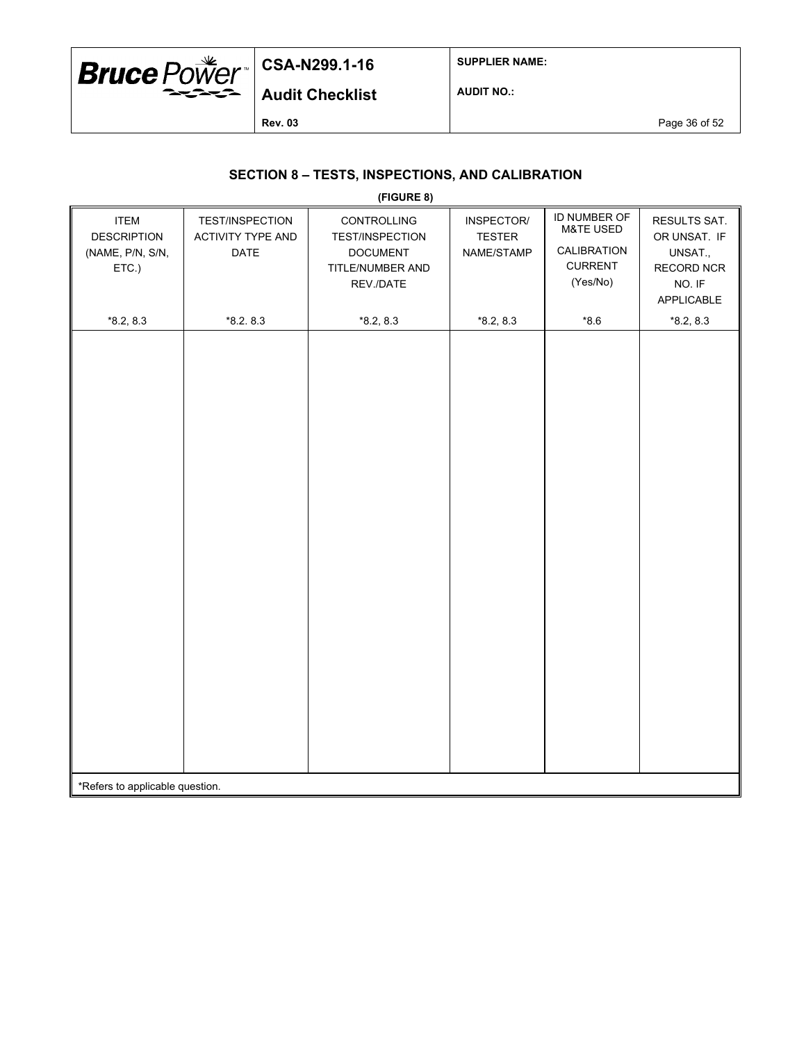## SECTION 8 – TESTS, INSPECTIONS, AND CALIBRATION

**(FIGURE 8)**

| ITEM DESCRIPTION (NAME, P/N, S/N, ETC.) | TEST/INSPECTION ACTIVITY TYPE AND DATE | CONTROLLING TEST/INSPECTION DOCUMENT TITLE/NUMBER AND REV./DATE | INSPECTOR/ TESTER NAME/STAMP | ID NUMBER OF M&TE USED CALIBRATION CURRENT (Yes/No) | RESULTS SAT. OR UNSAT. IF UNSAT., RECORD NCR NO. IF APPLICABLE |
|---|---|---|---|---|---|
| *8.2, 8.3 | *8.2. 8.3 | *8.2, 8.3 | *8.2, 8.3 | *8.6 | *8.2, 8.3 |
| | | | | | |

*Refers to applicable question.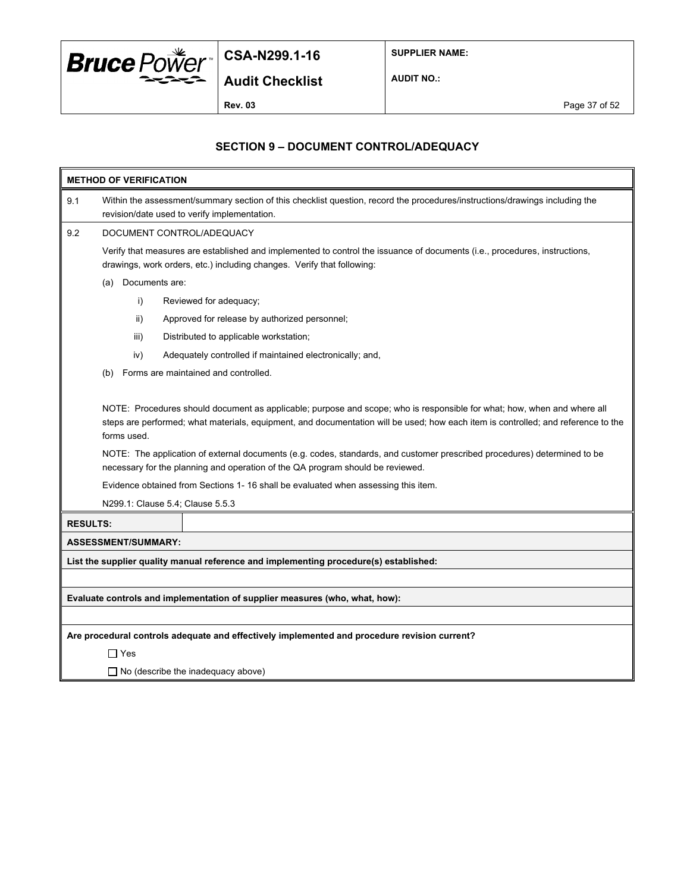## SECTION 9 – DOCUMENT CONTROL/ADEQUACY

**METHOD OF VERIFICATION**

9.1 Within the assessment/summary section of this checklist question, record the procedures/instructions/drawings including the revision/date used to verify implementation.

9.2 DOCUMENT CONTROL/ADEQUACY

Verify that measures are established and implemented to control the issuance of documents (i.e., procedures, instructions, drawings, work orders, etc.) including changes. Verify that following:

(a) Documents are:

i) Reviewed for adequacy;

ii) Approved for release by authorized personnel;

iii) Distributed to applicable workstation;

iv) Adequately controlled if maintained electronically; and,

(b) Forms are maintained and controlled.

NOTE: Procedures should document as applicable; purpose and scope; who is responsible for what; how, when and where all steps are performed; what materials, equipment, and documentation will be used; how each item is controlled; and reference to the forms used.

NOTE: The application of external documents (e.g. codes, standards, and customer prescribed procedures) determined to be necessary for the planning and operation of the QA program should be reviewed.

Evidence obtained from Sections 1- 16 shall be evaluated when assessing this item.

N299.1: Clause 5.4; Clause 5.5.3

| **RESULTS:** | |
|---|---|

**ASSESSMENT/SUMMARY:**

**List the supplier quality manual reference and implementing procedure(s) established:**

**Evaluate controls and implementation of supplier measures (who, what, how):**

**Are procedural controls adequate and effectively implemented and procedure revision current?**

☐ Yes

☐ No (describe the inadequacy above)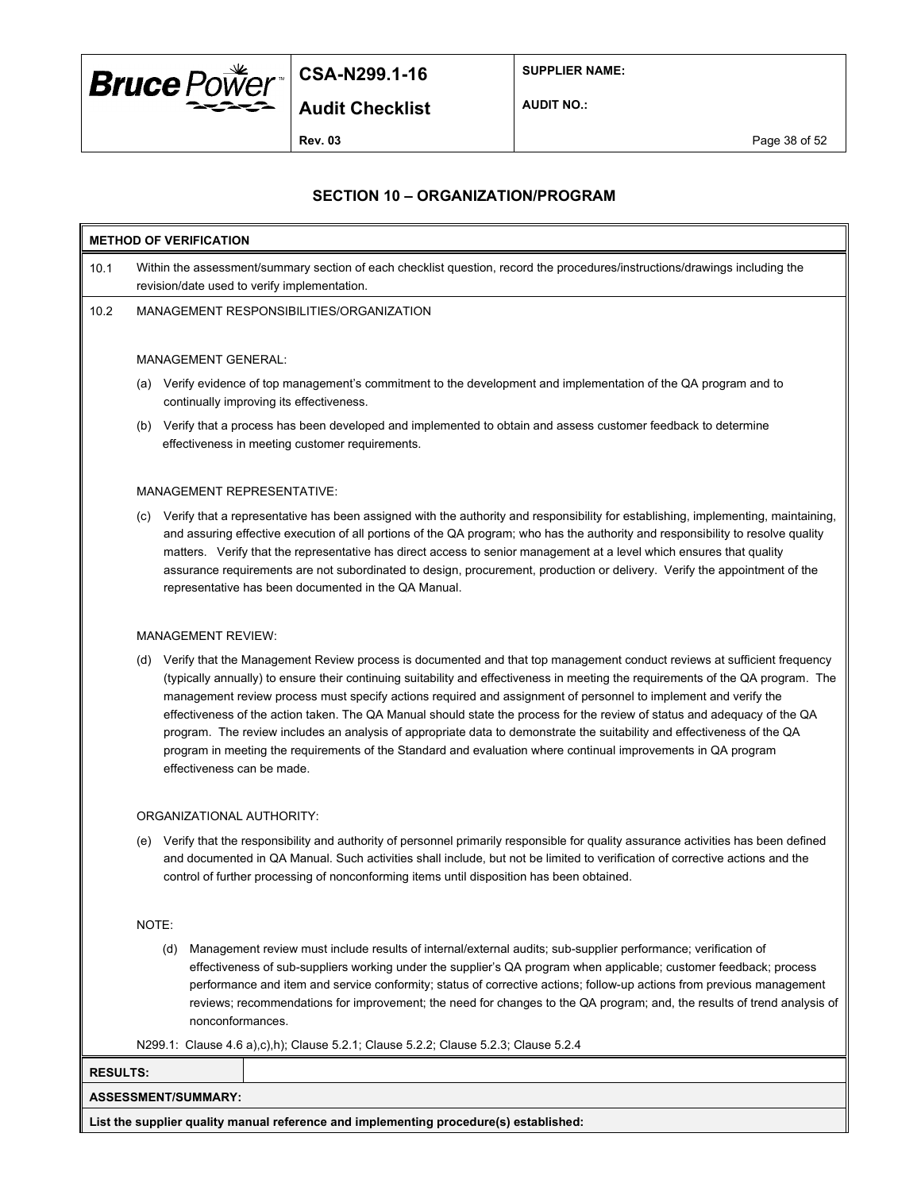## SECTION 10 – ORGANIZATION/PROGRAM

**METHOD OF VERIFICATION**

10.1 Within the assessment/summary section of each checklist question, record the procedures/instructions/drawings including the revision/date used to verify implementation.

10.2 MANAGEMENT RESPONSIBILITIES/ORGANIZATION

MANAGEMENT GENERAL:

(a) Verify evidence of top management's commitment to the development and implementation of the QA program and to continually improving its effectiveness.

(b) Verify that a process has been developed and implemented to obtain and assess customer feedback to determine effectiveness in meeting customer requirements.

MANAGEMENT REPRESENTATIVE:

(c) Verify that a representative has been assigned with the authority and responsibility for establishing, implementing, maintaining, and assuring effective execution of all portions of the QA program; who has the authority and responsibility to resolve quality matters. Verify that the representative has direct access to senior management at a level which ensures that quality assurance requirements are not subordinated to design, procurement, production or delivery. Verify the appointment of the representative has been documented in the QA Manual.

MANAGEMENT REVIEW:

(d) Verify that the Management Review process is documented and that top management conduct reviews at sufficient frequency (typically annually) to ensure their continuing suitability and effectiveness in meeting the requirements of the QA program. The management review process must specify actions required and assignment of personnel to implement and verify the effectiveness of the action taken. The QA Manual should state the process for the review of status and adequacy of the QA program. The review includes an analysis of appropriate data to demonstrate the suitability and effectiveness of the QA program in meeting the requirements of the Standard and evaluation where continual improvements in QA program effectiveness can be made.

ORGANIZATIONAL AUTHORITY:

(e) Verify that the responsibility and authority of personnel primarily responsible for quality assurance activities has been defined and documented in QA Manual. Such activities shall include, but not be limited to verification of corrective actions and the control of further processing of nonconforming items until disposition has been obtained.

NOTE:

(d) Management review must include results of internal/external audits; sub-supplier performance; verification of effectiveness of sub-suppliers working under the supplier's QA program when applicable; customer feedback; process performance and item and service conformity; status of corrective actions; follow-up actions from previous management reviews; recommendations for improvement; the need for changes to the QA program; and, the results of trend analysis of nonconformances.

N299.1: Clause 4.6 a),c),h); Clause 5.2.1; Clause 5.2.2; Clause 5.2.3; Clause 5.2.4

| **RESULTS:** | |
|---|---|

**ASSESSMENT/SUMMARY:**

**List the supplier quality manual reference and implementing procedure(s) established:**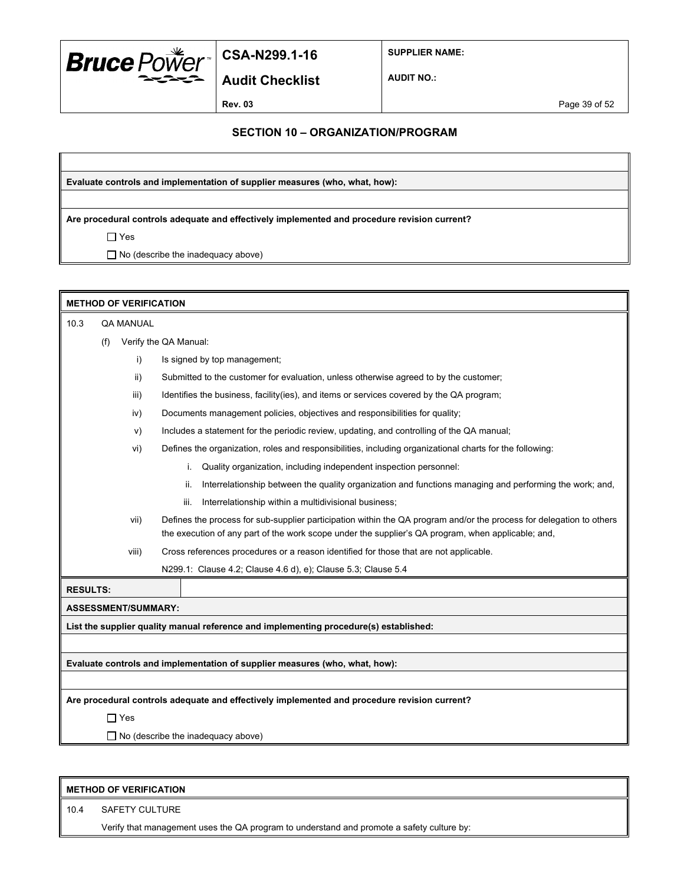## SECTION 10 – ORGANIZATION/PROGRAM

**Evaluate controls and implementation of supplier measures (who, what, how):**

**Are procedural controls adequate and effectively implemented and procedure revision current?**

☐ Yes

☐ No (describe the inadequacy above)

---

**METHOD OF VERIFICATION**

10.3 QA MANUAL

(f) Verify the QA Manual:

i) Is signed by top management;

ii) Submitted to the customer for evaluation, unless otherwise agreed to by the customer;

iii) Identifies the business, facility(ies), and items or services covered by the QA program;

iv) Documents management policies, objectives and responsibilities for quality;

v) Includes a statement for the periodic review, updating, and controlling of the QA manual;

vi) Defines the organization, roles and responsibilities, including organizational charts for the following:

i. Quality organization, including independent inspection personnel:

ii. Interrelationship between the quality organization and functions managing and performing the work; and,

iii. Interrelationship within a multidivisional business;

vii) Defines the process for sub-supplier participation within the QA program and/or the process for delegation to others the execution of any part of the work scope under the supplier's QA program, when applicable; and,

viii) Cross references procedures or a reason identified for those that are not applicable.

N299.1: Clause 4.2; Clause 4.6 d), e); Clause 5.3; Clause 5.4

**RESULTS:**

**ASSESSMENT/SUMMARY:**

**List the supplier quality manual reference and implementing procedure(s) established:**

**Evaluate controls and implementation of supplier measures (who, what, how):**

**Are procedural controls adequate and effectively implemented and procedure revision current?**

☐ Yes

☐ No (describe the inadequacy above)

---

**METHOD OF VERIFICATION**

10.4 SAFETY CULTURE

Verify that management uses the QA program to understand and promote a safety culture by: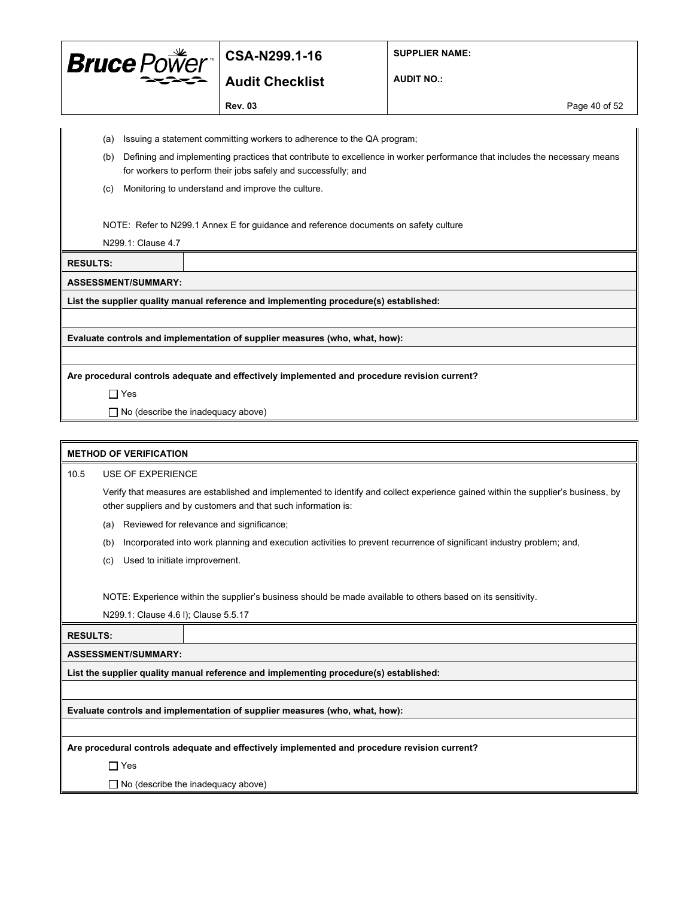(a) Issuing a statement committing workers to adherence to the QA program;

(b) Defining and implementing practices that contribute to excellence in worker performance that includes the necessary means for workers to perform their jobs safely and successfully; and

(c) Monitoring to understand and improve the culture.

NOTE: Refer to N299.1 Annex E for guidance and reference documents on safety culture

N299.1: Clause 4.7

| **RESULTS:** | |
|---|---|

**ASSESSMENT/SUMMARY:**

**List the supplier quality manual reference and implementing procedure(s) established:**

**Evaluate controls and implementation of supplier measures (who, what, how):**

**Are procedural controls adequate and effectively implemented and procedure revision current?**

☐ Yes

☐ No (describe the inadequacy above)

**METHOD OF VERIFICATION**

10.5 USE OF EXPERIENCE

Verify that measures are established and implemented to identify and collect experience gained within the supplier's business, by other suppliers and by customers and that such information is:

(a) Reviewed for relevance and significance;

(b) Incorporated into work planning and execution activities to prevent recurrence of significant industry problem; and,

(c) Used to initiate improvement.

NOTE: Experience within the supplier's business should be made available to others based on its sensitivity.

N299.1: Clause 4.6 l); Clause 5.5.17

| **RESULTS:** | |
|---|---|

**ASSESSMENT/SUMMARY:**

**List the supplier quality manual reference and implementing procedure(s) established:**

**Evaluate controls and implementation of supplier measures (who, what, how):**

**Are procedural controls adequate and effectively implemented and procedure revision current?**

☐ Yes

☐ No (describe the inadequacy above)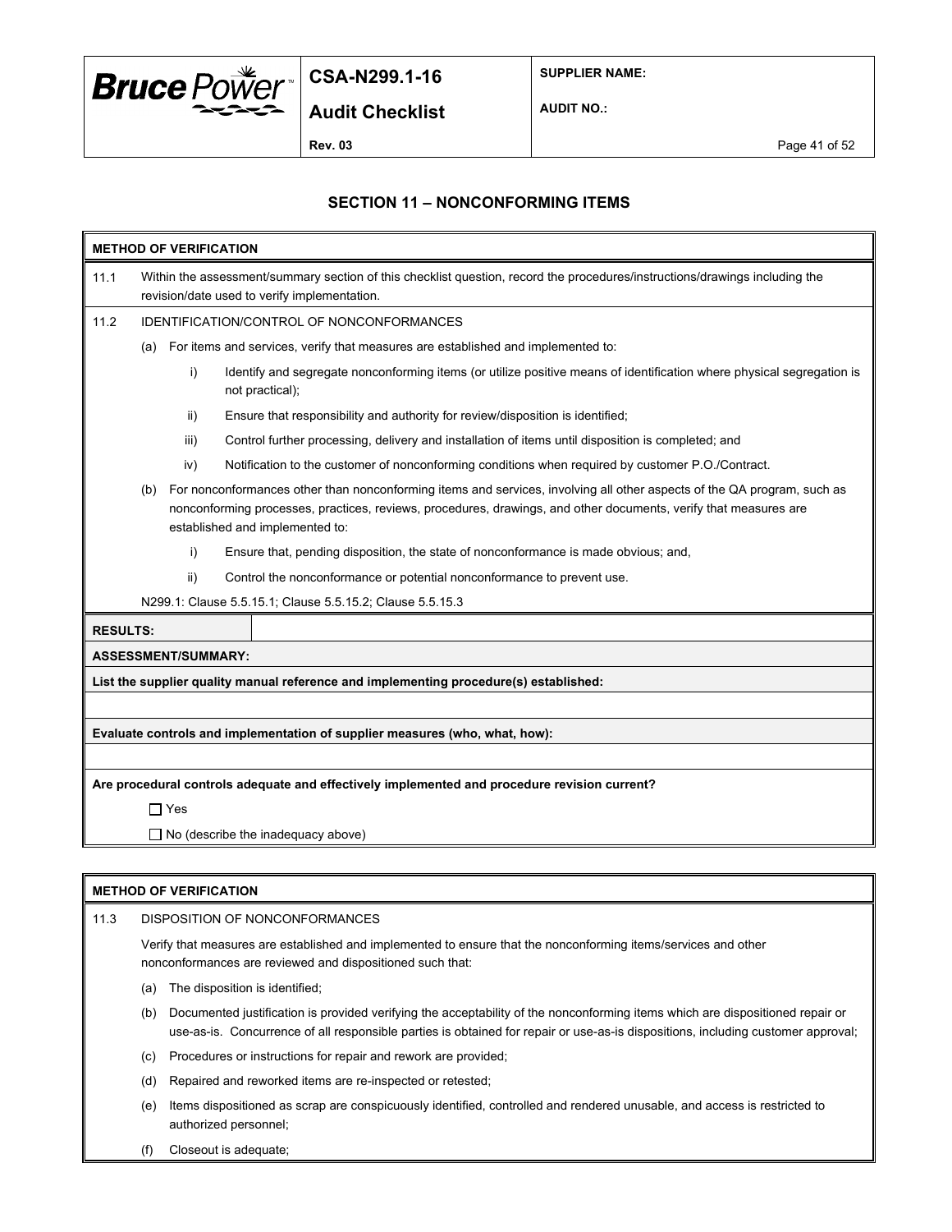## SECTION 11 – NONCONFORMING ITEMS

**METHOD OF VERIFICATION**

11.1 Within the assessment/summary section of this checklist question, record the procedures/instructions/drawings including the revision/date used to verify implementation.

11.2 IDENTIFICATION/CONTROL OF NONCONFORMANCES

(a) For items and services, verify that measures are established and implemented to:

i) Identify and segregate nonconforming items (or utilize positive means of identification where physical segregation is not practical);

ii) Ensure that responsibility and authority for review/disposition is identified;

iii) Control further processing, delivery and installation of items until disposition is completed; and

iv) Notification to the customer of nonconforming conditions when required by customer P.O./Contract.

(b) For nonconformances other than nonconforming items and services, involving all other aspects of the QA program, such as nonconforming processes, practices, reviews, procedures, drawings, and other documents, verify that measures are established and implemented to:

i) Ensure that, pending disposition, the state of nonconformance is made obvious; and,

ii) Control the nonconformance or potential nonconformance to prevent use.

N299.1: Clause 5.5.15.1; Clause 5.5.15.2; Clause 5.5.15.3

**RESULTS:**

**ASSESSMENT/SUMMARY:**

**List the supplier quality manual reference and implementing procedure(s) established:**

**Evaluate controls and implementation of supplier measures (who, what, how):**

**Are procedural controls adequate and effectively implemented and procedure revision current?**

☐ Yes

☐ No (describe the inadequacy above)

**METHOD OF VERIFICATION**

11.3 DISPOSITION OF NONCONFORMANCES

Verify that measures are established and implemented to ensure that the nonconforming items/services and other nonconformances are reviewed and dispositioned such that:

(a) The disposition is identified;

(b) Documented justification is provided verifying the acceptability of the nonconforming items which are dispositioned repair or use-as-is. Concurrence of all responsible parties is obtained for repair or use-as-is dispositions, including customer approval;

(c) Procedures or instructions for repair and rework are provided;

(d) Repaired and reworked items are re-inspected or retested;

(e) Items dispositioned as scrap are conspicuously identified, controlled and rendered unusable, and access is restricted to authorized personnel;

(f) Closeout is adequate;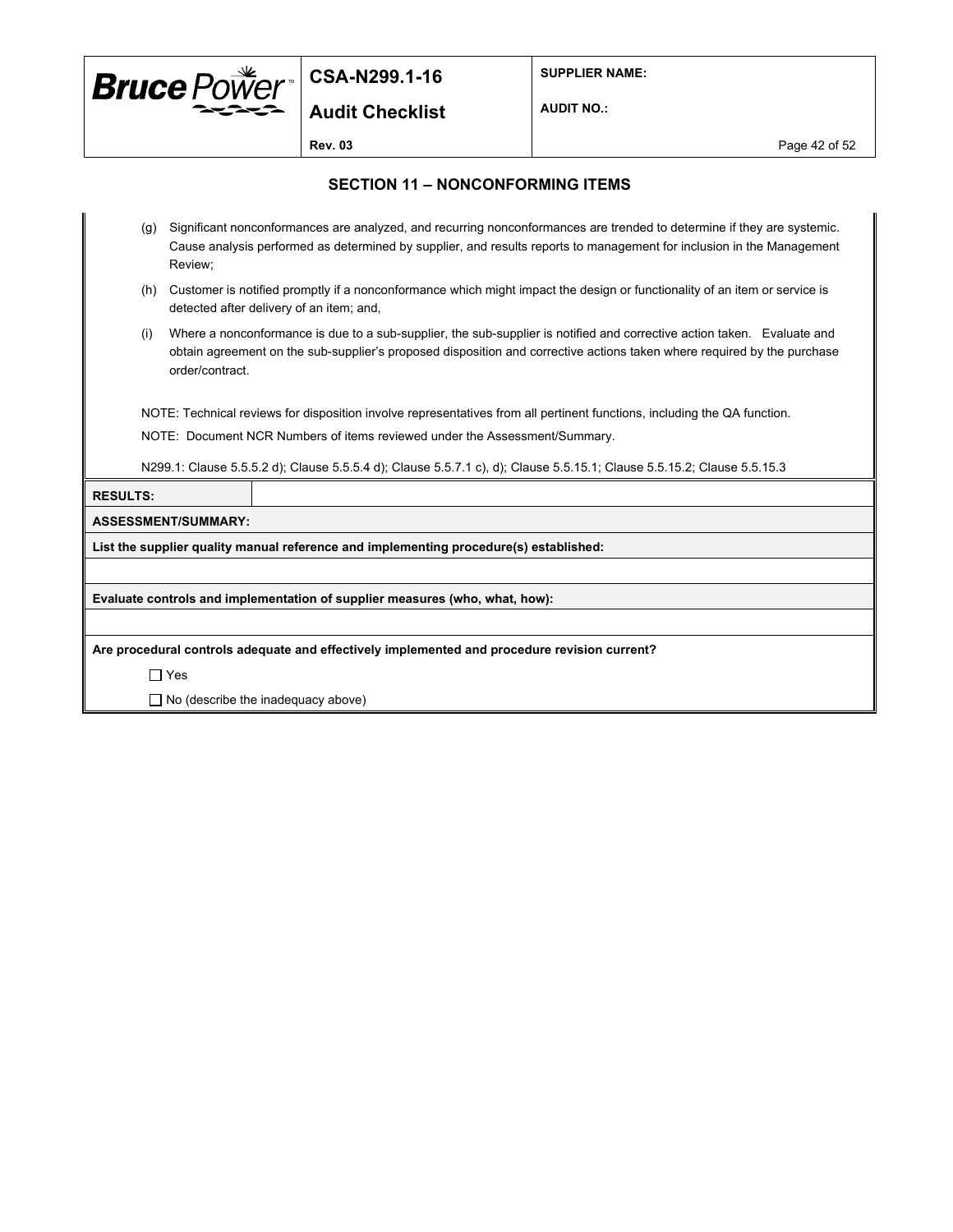## SECTION 11 – NONCONFORMING ITEMS

(g) Significant nonconformances are analyzed, and recurring nonconformances are trended to determine if they are systemic. Cause analysis performed as determined by supplier, and results reports to management for inclusion in the Management Review;

(h) Customer is notified promptly if a nonconformance which might impact the design or functionality of an item or service is detected after delivery of an item; and,

(i) Where a nonconformance is due to a sub-supplier, the sub-supplier is notified and corrective action taken. Evaluate and obtain agreement on the sub-supplier's proposed disposition and corrective actions taken where required by the purchase order/contract.

NOTE: Technical reviews for disposition involve representatives from all pertinent functions, including the QA function.

NOTE: Document NCR Numbers of items reviewed under the Assessment/Summary.

N299.1: Clause 5.5.5.2 d); Clause 5.5.5.4 d); Clause 5.5.7.1 c), d); Clause 5.5.15.1; Clause 5.5.15.2; Clause 5.5.15.3

| **RESULTS:** | |
|---|---|

**ASSESSMENT/SUMMARY:**

**List the supplier quality manual reference and implementing procedure(s) established:**

**Evaluate controls and implementation of supplier measures (who, what, how):**

**Are procedural controls adequate and effectively implemented and procedure revision current?**

☐ Yes

☐ No (describe the inadequacy above)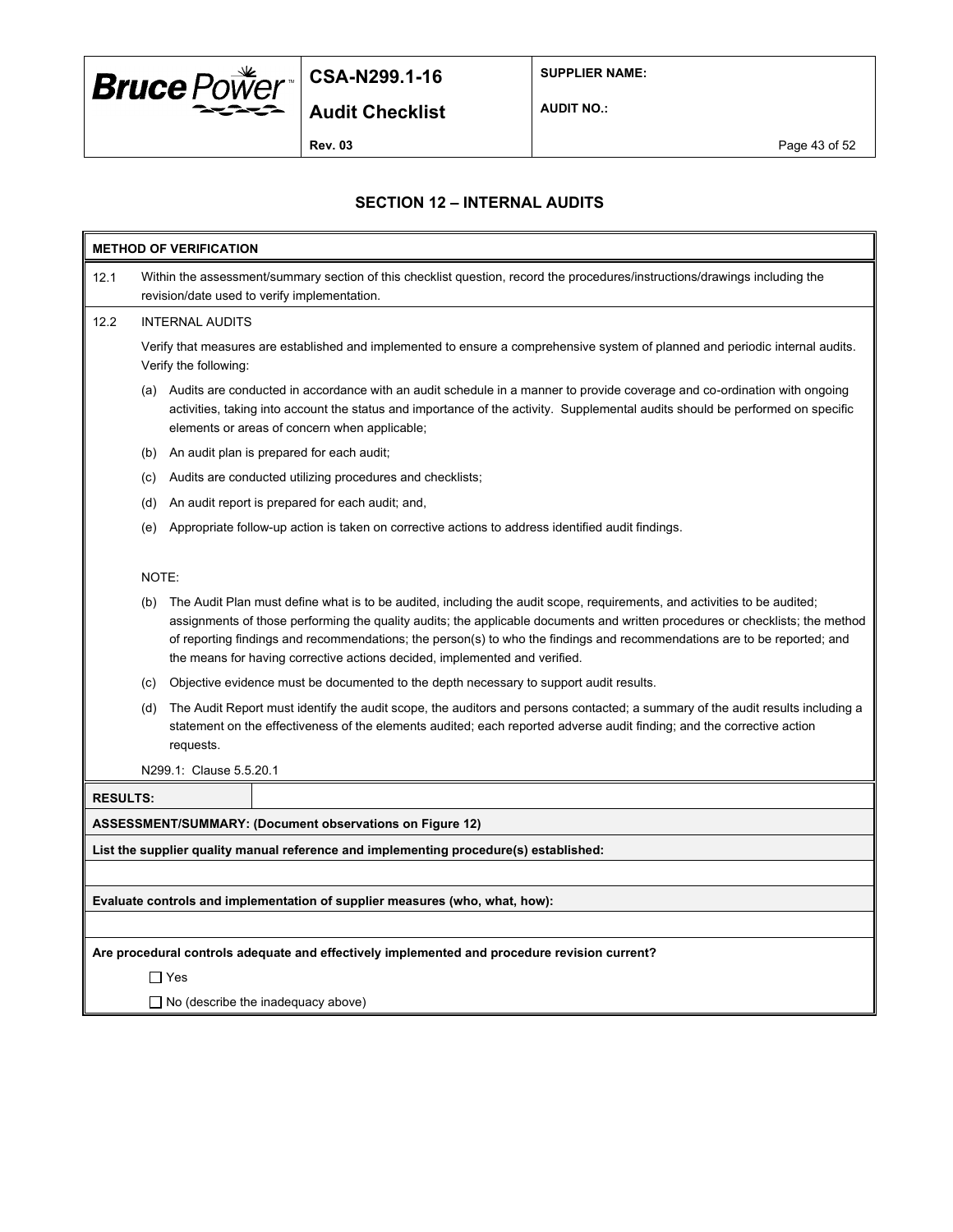## SECTION 12 – INTERNAL AUDITS

**METHOD OF VERIFICATION**

12.1 Within the assessment/summary section of this checklist question, record the procedures/instructions/drawings including the revision/date used to verify implementation.

12.2 INTERNAL AUDITS

Verify that measures are established and implemented to ensure a comprehensive system of planned and periodic internal audits. Verify the following:

(a) Audits are conducted in accordance with an audit schedule in a manner to provide coverage and co-ordination with ongoing activities, taking into account the status and importance of the activity. Supplemental audits should be performed on specific elements or areas of concern when applicable;

(b) An audit plan is prepared for each audit;

(c) Audits are conducted utilizing procedures and checklists;

(d) An audit report is prepared for each audit; and,

(e) Appropriate follow-up action is taken on corrective actions to address identified audit findings.

NOTE:

(b) The Audit Plan must define what is to be audited, including the audit scope, requirements, and activities to be audited; assignments of those performing the quality audits; the applicable documents and written procedures or checklists; the method of reporting findings and recommendations; the person(s) to who the findings and recommendations are to be reported; and the means for having corrective actions decided, implemented and verified.

(c) Objective evidence must be documented to the depth necessary to support audit results.

(d) The Audit Report must identify the audit scope, the auditors and persons contacted; a summary of the audit results including a statement on the effectiveness of the elements audited; each reported adverse audit finding; and the corrective action requests.

N299.1: Clause 5.5.20.1

**RESULTS:**

**ASSESSMENT/SUMMARY: (Document observations on Figure 12)**

**List the supplier quality manual reference and implementing procedure(s) established:**

**Evaluate controls and implementation of supplier measures (who, what, how):**

**Are procedural controls adequate and effectively implemented and procedure revision current?**

☐ Yes

☐ No (describe the inadequacy above)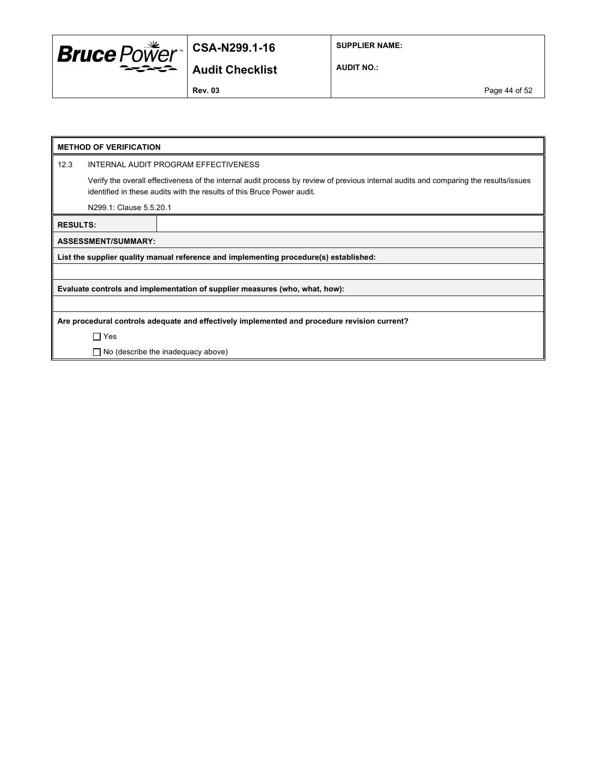**METHOD OF VERIFICATION**

12.3 INTERNAL AUDIT PROGRAM EFFECTIVENESS

Verify the overall effectiveness of the internal audit process by review of previous internal audits and comparing the results/issues identified in these audits with the results of this Bruce Power audit.

N299.1: Clause 5.5.20.1

| **RESULTS:** | |
|---|---|

**ASSESSMENT/SUMMARY:**

**List the supplier quality manual reference and implementing procedure(s) established:**

**Evaluate controls and implementation of supplier measures (who, what, how):**

**Are procedural controls adequate and effectively implemented and procedure revision current?**

☐ Yes

☐ No (describe the inadequacy above)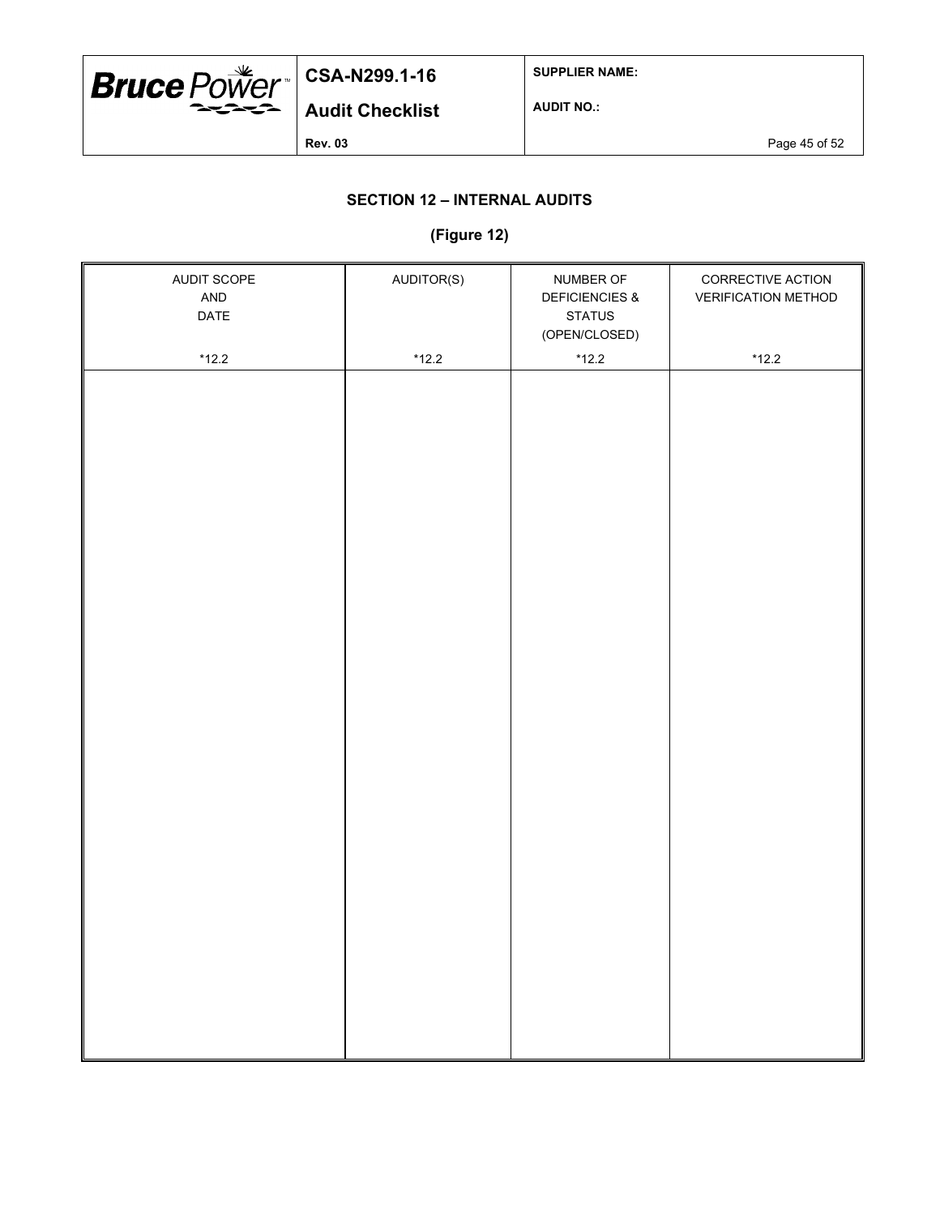## SECTION 12 – INTERNAL AUDITS

### (Figure 12)

| AUDIT SCOPE AND DATE *12.2 | AUDITOR(S) *12.2 | NUMBER OF DEFICIENCIES & STATUS (OPEN/CLOSED) *12.2 | CORRECTIVE ACTION VERIFICATION METHOD *12.2 |
|---|---|---|---|
| | | | |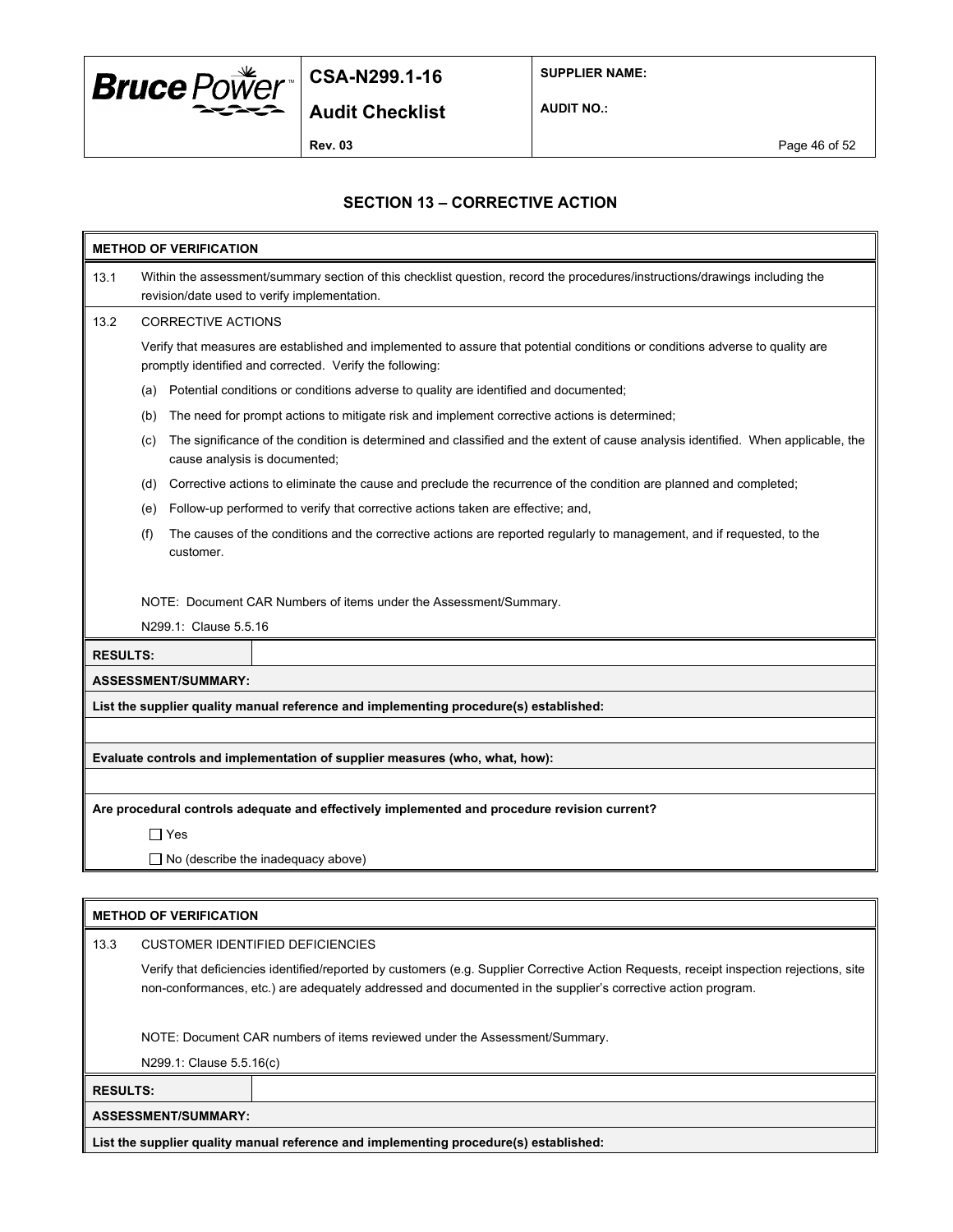## SECTION 13 – CORRECTIVE ACTION

**METHOD OF VERIFICATION**

13.1 Within the assessment/summary section of this checklist question, record the procedures/instructions/drawings including the revision/date used to verify implementation.

13.2 CORRECTIVE ACTIONS

Verify that measures are established and implemented to assure that potential conditions or conditions adverse to quality are promptly identified and corrected. Verify the following:

(a) Potential conditions or conditions adverse to quality are identified and documented;

(b) The need for prompt actions to mitigate risk and implement corrective actions is determined;

(c) The significance of the condition is determined and classified and the extent of cause analysis identified. When applicable, the cause analysis is documented;

(d) Corrective actions to eliminate the cause and preclude the recurrence of the condition are planned and completed;

(e) Follow-up performed to verify that corrective actions taken are effective; and,

(f) The causes of the conditions and the corrective actions are reported regularly to management, and if requested, to the customer.

NOTE: Document CAR Numbers of items under the Assessment/Summary.

N299.1: Clause 5.5.16

| **RESULTS:** | |
|---|---|

**ASSESSMENT/SUMMARY:**

**List the supplier quality manual reference and implementing procedure(s) established:**

**Evaluate controls and implementation of supplier measures (who, what, how):**

**Are procedural controls adequate and effectively implemented and procedure revision current?**

☐ Yes

☐ No (describe the inadequacy above)

**METHOD OF VERIFICATION**

13.3 CUSTOMER IDENTIFIED DEFICIENCIES

Verify that deficiencies identified/reported by customers (e.g. Supplier Corrective Action Requests, receipt inspection rejections, site non-conformances, etc.) are adequately addressed and documented in the supplier's corrective action program.

NOTE: Document CAR numbers of items reviewed under the Assessment/Summary.

N299.1: Clause 5.5.16(c)

| **RESULTS:** | |
|---|---|

**ASSESSMENT/SUMMARY:**

**List the supplier quality manual reference and implementing procedure(s) established:**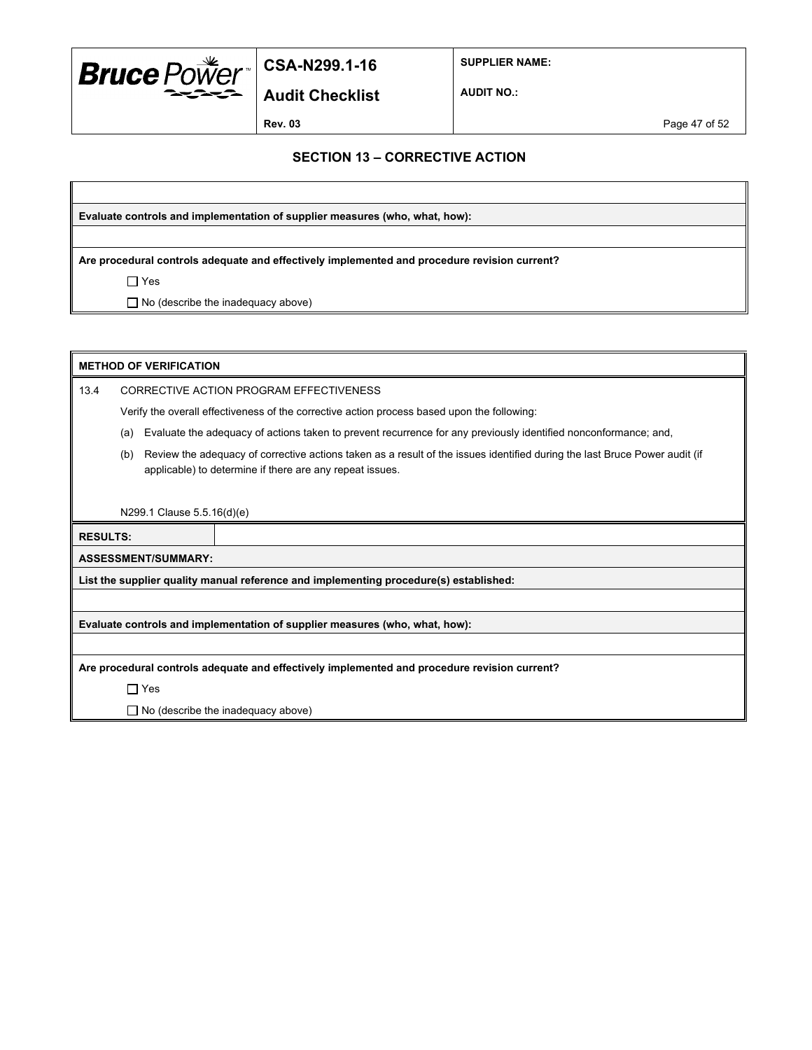## SECTION 13 – CORRECTIVE ACTION

**Evaluate controls and implementation of supplier measures (who, what, how):**

**Are procedural controls adequate and effectively implemented and procedure revision current?**

☐ Yes

☐ No (describe the inadequacy above)

**METHOD OF VERIFICATION**

13.4 CORRECTIVE ACTION PROGRAM EFFECTIVENESS

Verify the overall effectiveness of the corrective action process based upon the following:

(a) Evaluate the adequacy of actions taken to prevent recurrence for any previously identified nonconformance; and,

(b) Review the adequacy of corrective actions taken as a result of the issues identified during the last Bruce Power audit (if applicable) to determine if there are any repeat issues.

N299.1 Clause 5.5.16(d)(e)

**RESULTS:**

**ASSESSMENT/SUMMARY:**

**List the supplier quality manual reference and implementing procedure(s) established:**

**Evaluate controls and implementation of supplier measures (who, what, how):**

**Are procedural controls adequate and effectively implemented and procedure revision current?**

☐ Yes

☐ No (describe the inadequacy above)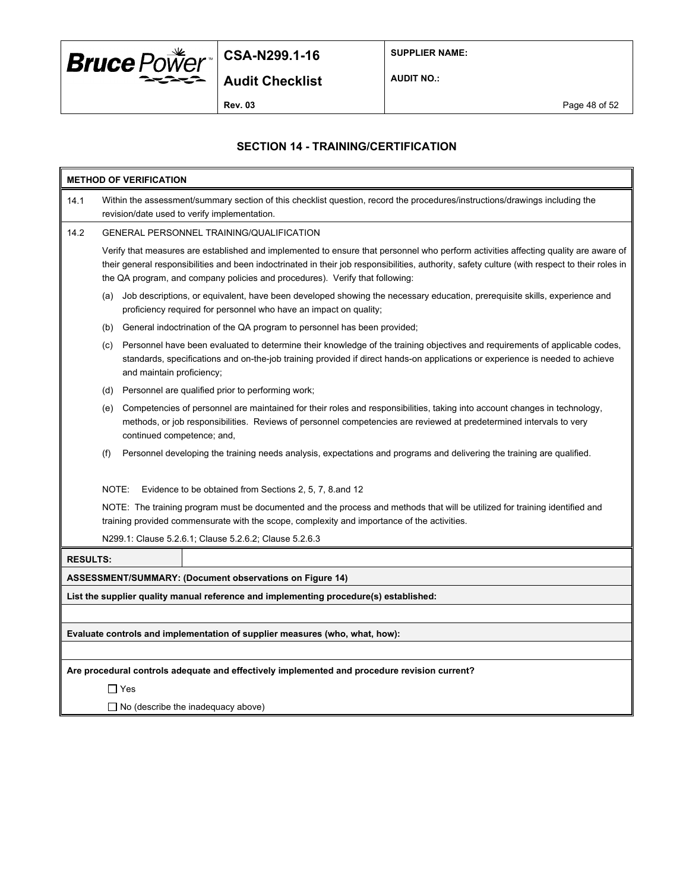## SECTION 14 - TRAINING/CERTIFICATION

**METHOD OF VERIFICATION**

14.1 Within the assessment/summary section of this checklist question, record the procedures/instructions/drawings including the revision/date used to verify implementation.

14.2 GENERAL PERSONNEL TRAINING/QUALIFICATION

Verify that measures are established and implemented to ensure that personnel who perform activities affecting quality are aware of their general responsibilities and been indoctrinated in their job responsibilities, authority, safety culture (with respect to their roles in the QA program, and company policies and procedures). Verify that following:

(a) Job descriptions, or equivalent, have been developed showing the necessary education, prerequisite skills, experience and proficiency required for personnel who have an impact on quality;

(b) General indoctrination of the QA program to personnel has been provided;

(c) Personnel have been evaluated to determine their knowledge of the training objectives and requirements of applicable codes, standards, specifications and on-the-job training provided if direct hands-on applications or experience is needed to achieve and maintain proficiency;

(d) Personnel are qualified prior to performing work;

(e) Competencies of personnel are maintained for their roles and responsibilities, taking into account changes in technology, methods, or job responsibilities. Reviews of personnel competencies are reviewed at predetermined intervals to very continued competence; and,

(f) Personnel developing the training needs analysis, expectations and programs and delivering the training are qualified.

NOTE: Evidence to be obtained from Sections 2, 5, 7, 8.and 12

NOTE: The training program must be documented and the process and methods that will be utilized for training identified and training provided commensurate with the scope, complexity and importance of the activities.

N299.1: Clause 5.2.6.1; Clause 5.2.6.2; Clause 5.2.6.3

**RESULTS:**

**ASSESSMENT/SUMMARY: (Document observations on Figure 14)**

**List the supplier quality manual reference and implementing procedure(s) established:**

**Evaluate controls and implementation of supplier measures (who, what, how):**

**Are procedural controls adequate and effectively implemented and procedure revision current?**

☐ Yes

☐ No (describe the inadequacy above)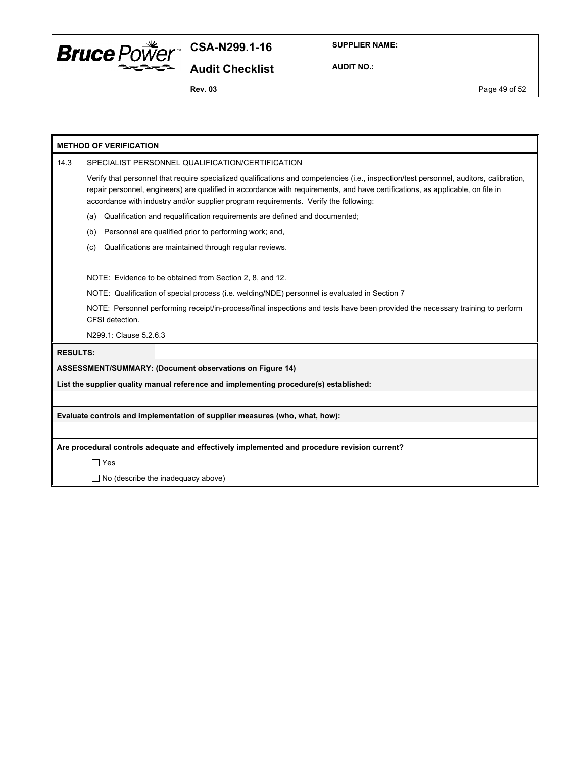**METHOD OF VERIFICATION**

14.3 SPECIALIST PERSONNEL QUALIFICATION/CERTIFICATION

Verify that personnel that require specialized qualifications and competencies (i.e., inspection/test personnel, auditors, calibration, repair personnel, engineers) are qualified in accordance with requirements, and have certifications, as applicable, on file in accordance with industry and/or supplier program requirements. Verify the following:

(a) Qualification and requalification requirements are defined and documented;

(b) Personnel are qualified prior to performing work; and,

(c) Qualifications are maintained through regular reviews.

NOTE: Evidence to be obtained from Section 2, 8, and 12.

NOTE: Qualification of special process (i.e. welding/NDE) personnel is evaluated in Section 7

NOTE: Personnel performing receipt/in-process/final inspections and tests have been provided the necessary training to perform CFSI detection.

N299.1: Clause 5.2.6.3

**RESULTS:**

**ASSESSMENT/SUMMARY: (Document observations on Figure 14)**

**List the supplier quality manual reference and implementing procedure(s) established:**

**Evaluate controls and implementation of supplier measures (who, what, how):**

**Are procedural controls adequate and effectively implemented and procedure revision current?**

☐ Yes

☐ No (describe the inadequacy above)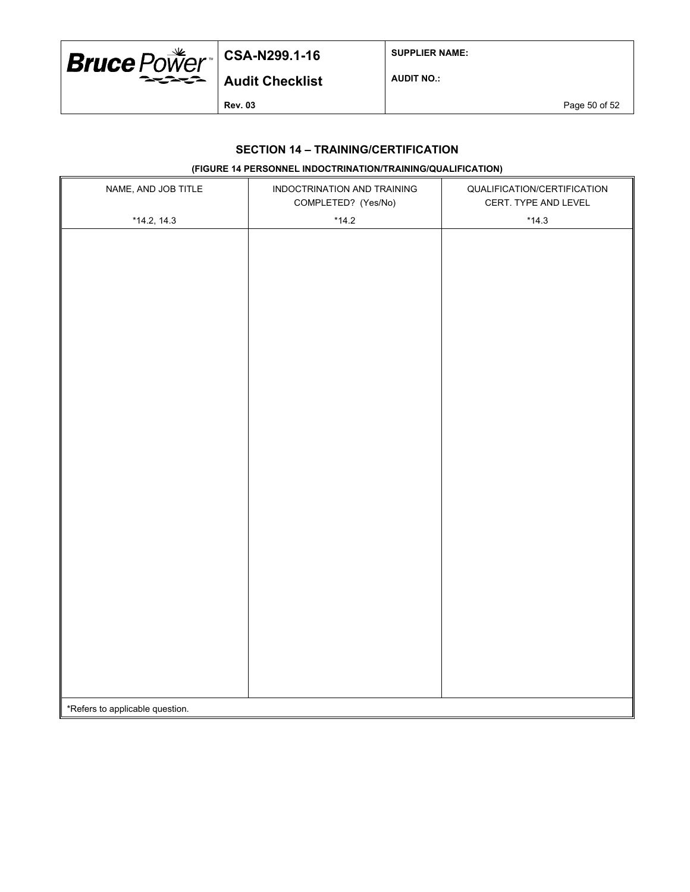## SECTION 14 – TRAINING/CERTIFICATION

**(FIGURE 14 PERSONNEL INDOCTRINATION/TRAINING/QUALIFICATION)**

| NAME, AND JOB TITLE<br><br>*14.2, 14.3 | INDOCTRINATION AND TRAINING COMPLETED? (Yes/No)<br><br>*14.2 | QUALIFICATION/CERTIFICATION CERT. TYPE AND LEVEL<br><br>*14.3 |
|---|---|---|
| | | |

*Refers to applicable question.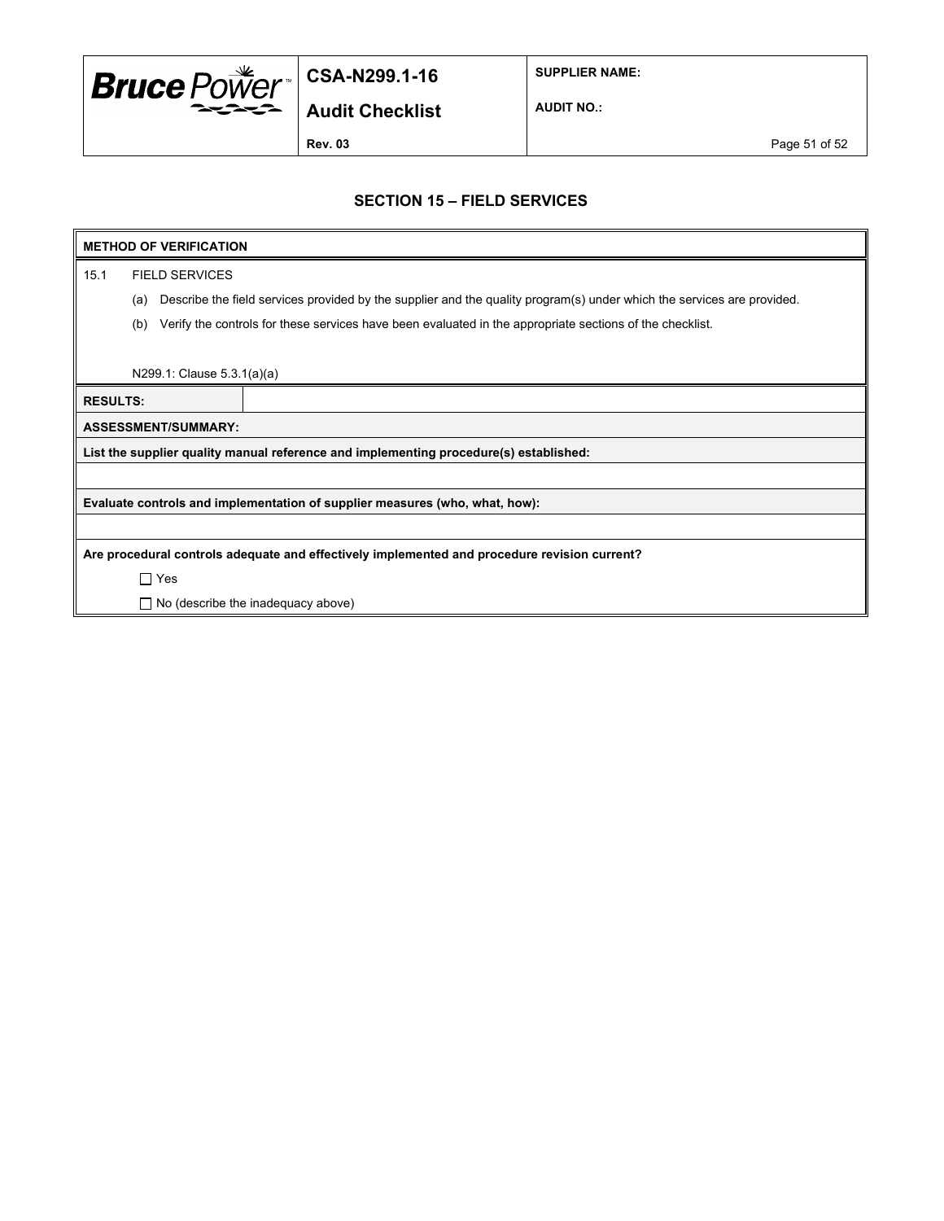## SECTION 15 – FIELD SERVICES

**METHOD OF VERIFICATION**

15.1 FIELD SERVICES

(a) Describe the field services provided by the supplier and the quality program(s) under which the services are provided.

(b) Verify the controls for these services have been evaluated in the appropriate sections of the checklist.

N299.1: Clause 5.3.1(a)(a)

| **RESULTS:** | |
|---|---|

**ASSESSMENT/SUMMARY:**

**List the supplier quality manual reference and implementing procedure(s) established:**

**Evaluate controls and implementation of supplier measures (who, what, how):**

**Are procedural controls adequate and effectively implemented and procedure revision current?**

☐ Yes

☐ No (describe the inadequacy above)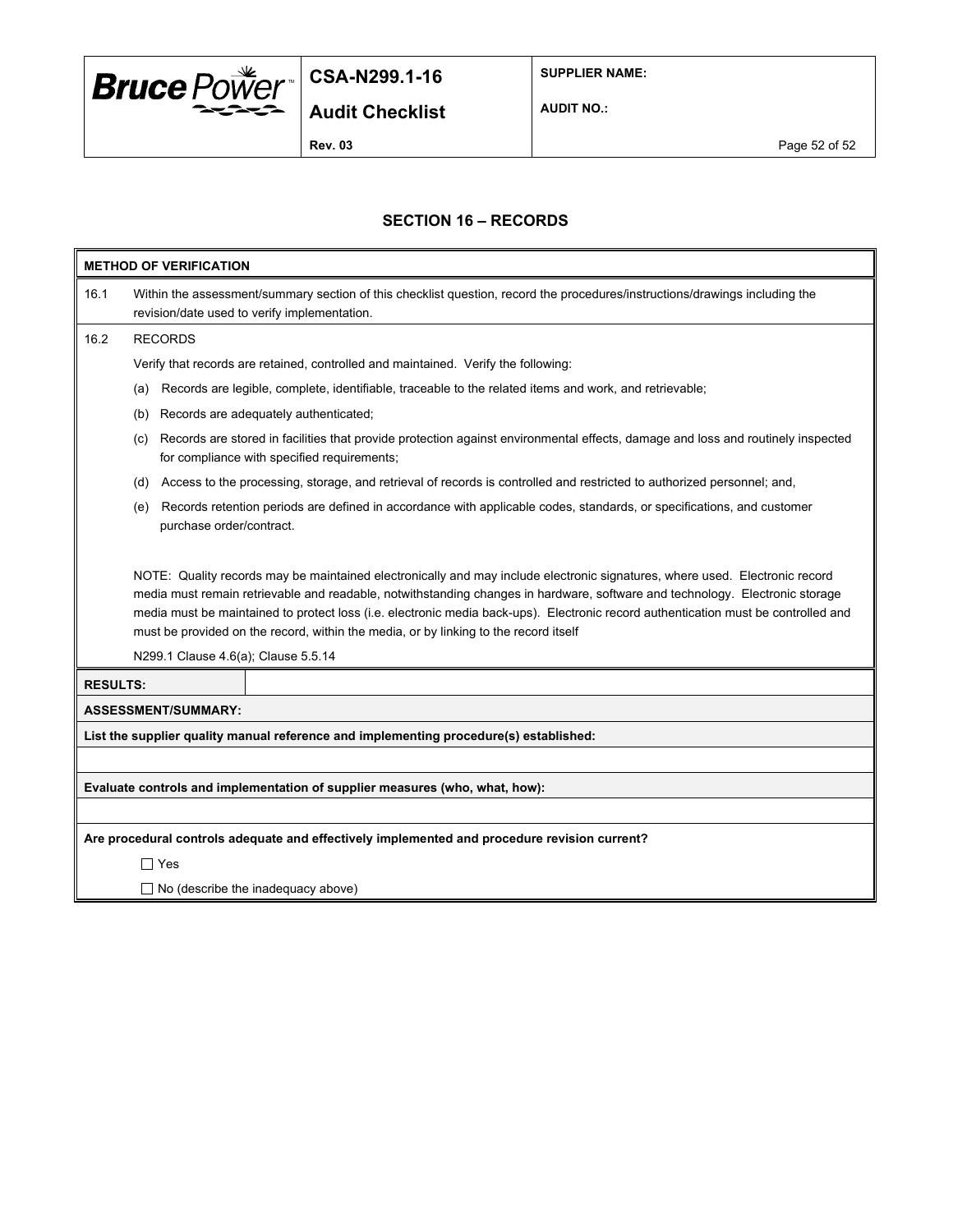## SECTION 16 – RECORDS

**METHOD OF VERIFICATION**

16.1 Within the assessment/summary section of this checklist question, record the procedures/instructions/drawings including the revision/date used to verify implementation.

16.2 RECORDS

Verify that records are retained, controlled and maintained. Verify the following:

(a) Records are legible, complete, identifiable, traceable to the related items and work, and retrievable;

(b) Records are adequately authenticated;

(c) Records are stored in facilities that provide protection against environmental effects, damage and loss and routinely inspected for compliance with specified requirements;

(d) Access to the processing, storage, and retrieval of records is controlled and restricted to authorized personnel; and,

(e) Records retention periods are defined in accordance with applicable codes, standards, or specifications, and customer purchase order/contract.

NOTE: Quality records may be maintained electronically and may include electronic signatures, where used. Electronic record media must remain retrievable and readable, notwithstanding changes in hardware, software and technology. Electronic storage media must be maintained to protect loss (i.e. electronic media back-ups). Electronic record authentication must be controlled and must be provided on the record, within the media, or by linking to the record itself

N299.1 Clause 4.6(a); Clause 5.5.14

**RESULTS:**

**ASSESSMENT/SUMMARY:**

**List the supplier quality manual reference and implementing procedure(s) established:**

**Evaluate controls and implementation of supplier measures (who, what, how):**

**Are procedural controls adequate and effectively implemented and procedure revision current?**

☐ Yes

☐ No (describe the inadequacy above)